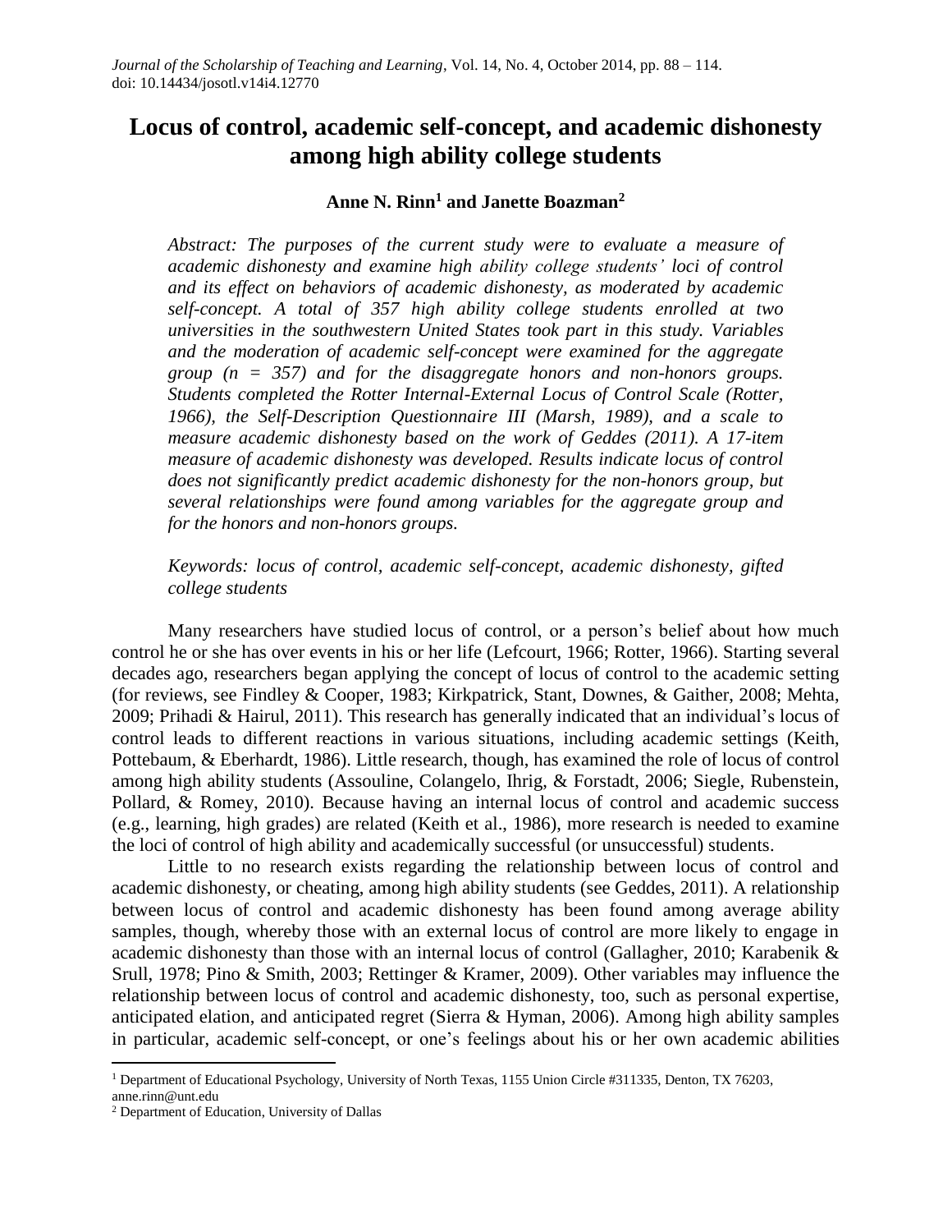# Locus of control, academic self-concept, and academic dishonesty among high ability college students

**Anne N. Rinn[1] and Janette Boazman[2]**

*Abstract: The purposes of the current study were to evaluate a measure of academic dishonesty and examine high ability college students' loci of control and its effect on behaviors of academic dishonesty, as moderated by academic self-concept. A total of 357 high ability college students enrolled at two universities in the southwestern United States took part in this study. Variables and the moderation of academic self-concept were examined for the aggregate group (n = 357) and for the disaggregate honors and non-honors groups. Students completed the Rotter Internal-External Locus of Control Scale (Rotter, 1966), the Self-Description Questionnaire III (Marsh, 1989), and a scale to measure academic dishonesty based on the work of Geddes (2011). A 17-item measure of academic dishonesty was developed. Results indicate locus of control does not significantly predict academic dishonesty for the non-honors group, but several relationships were found among variables for the aggregate group and for the honors and non-honors groups.*

*Keywords: locus of control, academic self-concept, academic dishonesty, gifted college students*

Many researchers have studied locus of control, or a person's belief about how much control he or she has over events in his or her life (Lefcourt, 1966; Rotter, 1966). Starting several decades ago, researchers began applying the concept of locus of control to the academic setting (for reviews, see Findley & Cooper, 1983; Kirkpatrick, Stant, Downes, & Gaither, 2008; Mehta, 2009; Prihadi & Hairul, 2011). This research has generally indicated that an individual's locus of control leads to different reactions in various situations, including academic settings (Keith, Pottebaum, & Eberhardt, 1986). Little research, though, has examined the role of locus of control among high ability students (Assouline, Colangelo, Ihrig, & Forstadt, 2006; Siegle, Rubenstein, Pollard, & Romey, 2010). Because having an internal locus of control and academic success (e.g., learning, high grades) are related (Keith et al., 1986), more research is needed to examine the loci of control of high ability and academically successful (or unsuccessful) students.

Little to no research exists regarding the relationship between locus of control and academic dishonesty, or cheating, among high ability students (see Geddes, 2011). A relationship between locus of control and academic dishonesty has been found among average ability samples, though, whereby those with an external locus of control are more likely to engage in academic dishonesty than those with an internal locus of control (Gallagher, 2010; Karabenik & Srull, 1978; Pino & Smith, 2003; Rettinger & Kramer, 2009). Other variables may influence the relationship between locus of control and academic dishonesty, too, such as personal expertise, anticipated elation, and anticipated regret (Sierra & Hyman, 2006). Among high ability samples in particular, academic self-concept, or one's feelings about his or her own academic abilities

[1] Department of Educational Psychology, University of North Texas, 1155 Union Circle #311335, Denton, TX 76203, anne.rinn@unt.edu

[2] Department of Education, University of Dallas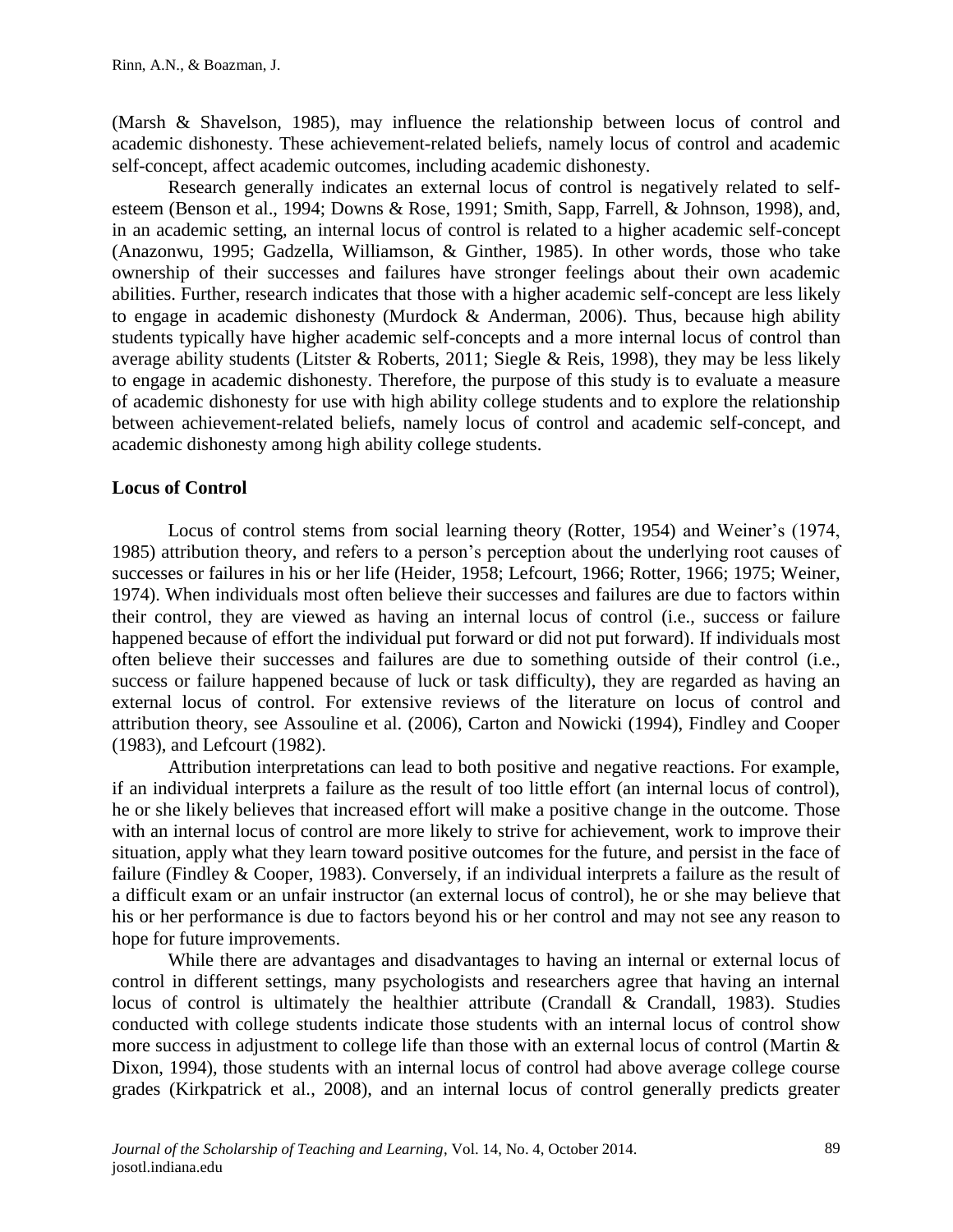(Marsh & Shavelson, 1985), may influence the relationship between locus of control and academic dishonesty. These achievement-related beliefs, namely locus of control and academic self-concept, affect academic outcomes, including academic dishonesty.

Research generally indicates an external locus of control is negatively related to self-esteem (Benson et al., 1994; Downs & Rose, 1991; Smith, Sapp, Farrell, & Johnson, 1998), and, in an academic setting, an internal locus of control is related to a higher academic self-concept (Anazonwu, 1995; Gadzella, Williamson, & Ginther, 1985). In other words, those who take ownership of their successes and failures have stronger feelings about their own academic abilities. Further, research indicates that those with a higher academic self-concept are less likely to engage in academic dishonesty (Murdock & Anderman, 2006). Thus, because high ability students typically have higher academic self-concepts and a more internal locus of control than average ability students (Litster & Roberts, 2011; Siegle & Reis, 1998), they may be less likely to engage in academic dishonesty. Therefore, the purpose of this study is to evaluate a measure of academic dishonesty for use with high ability college students and to explore the relationship between achievement-related beliefs, namely locus of control and academic self-concept, and academic dishonesty among high ability college students.

## Locus of Control

Locus of control stems from social learning theory (Rotter, 1954) and Weiner's (1974, 1985) attribution theory, and refers to a person's perception about the underlying root causes of successes or failures in his or her life (Heider, 1958; Lefcourt, 1966; Rotter, 1966; 1975; Weiner, 1974). When individuals most often believe their successes and failures are due to factors within their control, they are viewed as having an internal locus of control (i.e., success or failure happened because of effort the individual put forward or did not put forward). If individuals most often believe their successes and failures are due to something outside of their control (i.e., success or failure happened because of luck or task difficulty), they are regarded as having an external locus of control. For extensive reviews of the literature on locus of control and attribution theory, see Assouline et al. (2006), Carton and Nowicki (1994), Findley and Cooper (1983), and Lefcourt (1982).

Attribution interpretations can lead to both positive and negative reactions. For example, if an individual interprets a failure as the result of too little effort (an internal locus of control), he or she likely believes that increased effort will make a positive change in the outcome. Those with an internal locus of control are more likely to strive for achievement, work to improve their situation, apply what they learn toward positive outcomes for the future, and persist in the face of failure (Findley & Cooper, 1983). Conversely, if an individual interprets a failure as the result of a difficult exam or an unfair instructor (an external locus of control), he or she may believe that his or her performance is due to factors beyond his or her control and may not see any reason to hope for future improvements.

While there are advantages and disadvantages to having an internal or external locus of control in different settings, many psychologists and researchers agree that having an internal locus of control is ultimately the healthier attribute (Crandall & Crandall, 1983). Studies conducted with college students indicate those students with an internal locus of control show more success in adjustment to college life than those with an external locus of control (Martin & Dixon, 1994), those students with an internal locus of control had above average college course grades (Kirkpatrick et al., 2008), and an internal locus of control generally predicts greater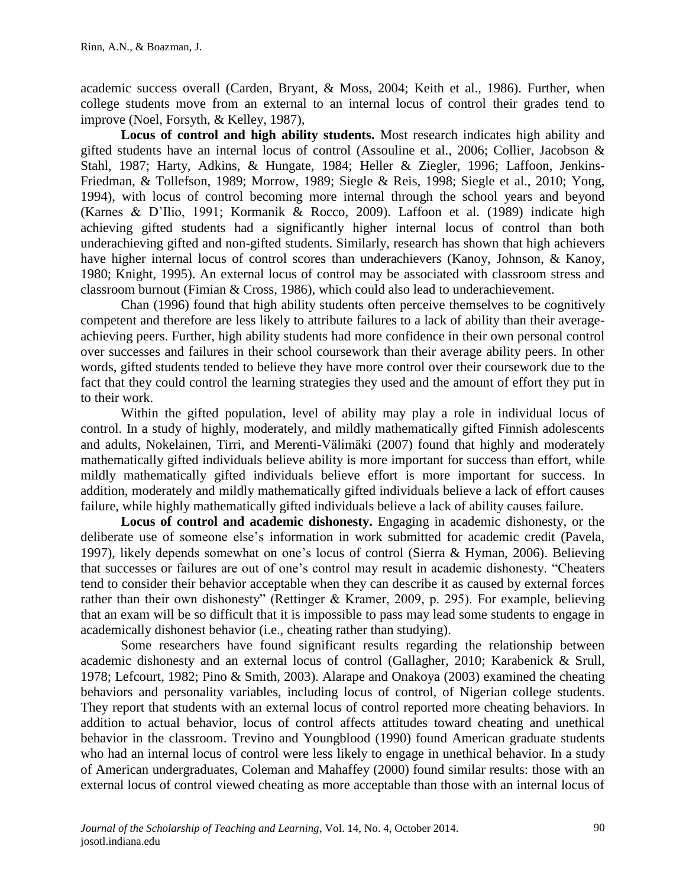academic success overall (Carden, Bryant, & Moss, 2004; Keith et al., 1986). Further, when college students move from an external to an internal locus of control their grades tend to improve (Noel, Forsyth, & Kelley, 1987),

**Locus of control and high ability students.** Most research indicates high ability and gifted students have an internal locus of control (Assouline et al., 2006; Collier, Jacobson & Stahl, 1987; Harty, Adkins, & Hungate, 1984; Heller & Ziegler, 1996; Laffoon, Jenkins-Friedman, & Tollefson, 1989; Morrow, 1989; Siegle & Reis, 1998; Siegle et al., 2010; Yong, 1994), with locus of control becoming more internal through the school years and beyond (Karnes & D'Ilio, 1991; Kormanik & Rocco, 2009). Laffoon et al. (1989) indicate high achieving gifted students had a significantly higher internal locus of control than both underachieving gifted and non-gifted students. Similarly, research has shown that high achievers have higher internal locus of control scores than underachievers (Kanoy, Johnson, & Kanoy, 1980; Knight, 1995). An external locus of control may be associated with classroom stress and classroom burnout (Fimian & Cross, 1986), which could also lead to underachievement.

Chan (1996) found that high ability students often perceive themselves to be cognitively competent and therefore are less likely to attribute failures to a lack of ability than their average-achieving peers. Further, high ability students had more confidence in their own personal control over successes and failures in their school coursework than their average ability peers. In other words, gifted students tended to believe they have more control over their coursework due to the fact that they could control the learning strategies they used and the amount of effort they put in to their work.

Within the gifted population, level of ability may play a role in individual locus of control. In a study of highly, moderately, and mildly mathematically gifted Finnish adolescents and adults, Nokelainen, Tirri, and Merenti-Välimäki (2007) found that highly and moderately mathematically gifted individuals believe ability is more important for success than effort, while mildly mathematically gifted individuals believe effort is more important for success. In addition, moderately and mildly mathematically gifted individuals believe a lack of effort causes failure, while highly mathematically gifted individuals believe a lack of ability causes failure.

**Locus of control and academic dishonesty.** Engaging in academic dishonesty, or the deliberate use of someone else's information in work submitted for academic credit (Pavela, 1997), likely depends somewhat on one's locus of control (Sierra & Hyman, 2006). Believing that successes or failures are out of one's control may result in academic dishonesty. "Cheaters tend to consider their behavior acceptable when they can describe it as caused by external forces rather than their own dishonesty" (Rettinger & Kramer, 2009, p. 295). For example, believing that an exam will be so difficult that it is impossible to pass may lead some students to engage in academically dishonest behavior (i.e., cheating rather than studying).

Some researchers have found significant results regarding the relationship between academic dishonesty and an external locus of control (Gallagher, 2010; Karabenick & Srull, 1978; Lefcourt, 1982; Pino & Smith, 2003). Alarape and Onakoya (2003) examined the cheating behaviors and personality variables, including locus of control, of Nigerian college students. They report that students with an external locus of control reported more cheating behaviors. In addition to actual behavior, locus of control affects attitudes toward cheating and unethical behavior in the classroom. Trevino and Youngblood (1990) found American graduate students who had an internal locus of control were less likely to engage in unethical behavior. In a study of American undergraduates, Coleman and Mahaffey (2000) found similar results: those with an external locus of control viewed cheating as more acceptable than those with an internal locus of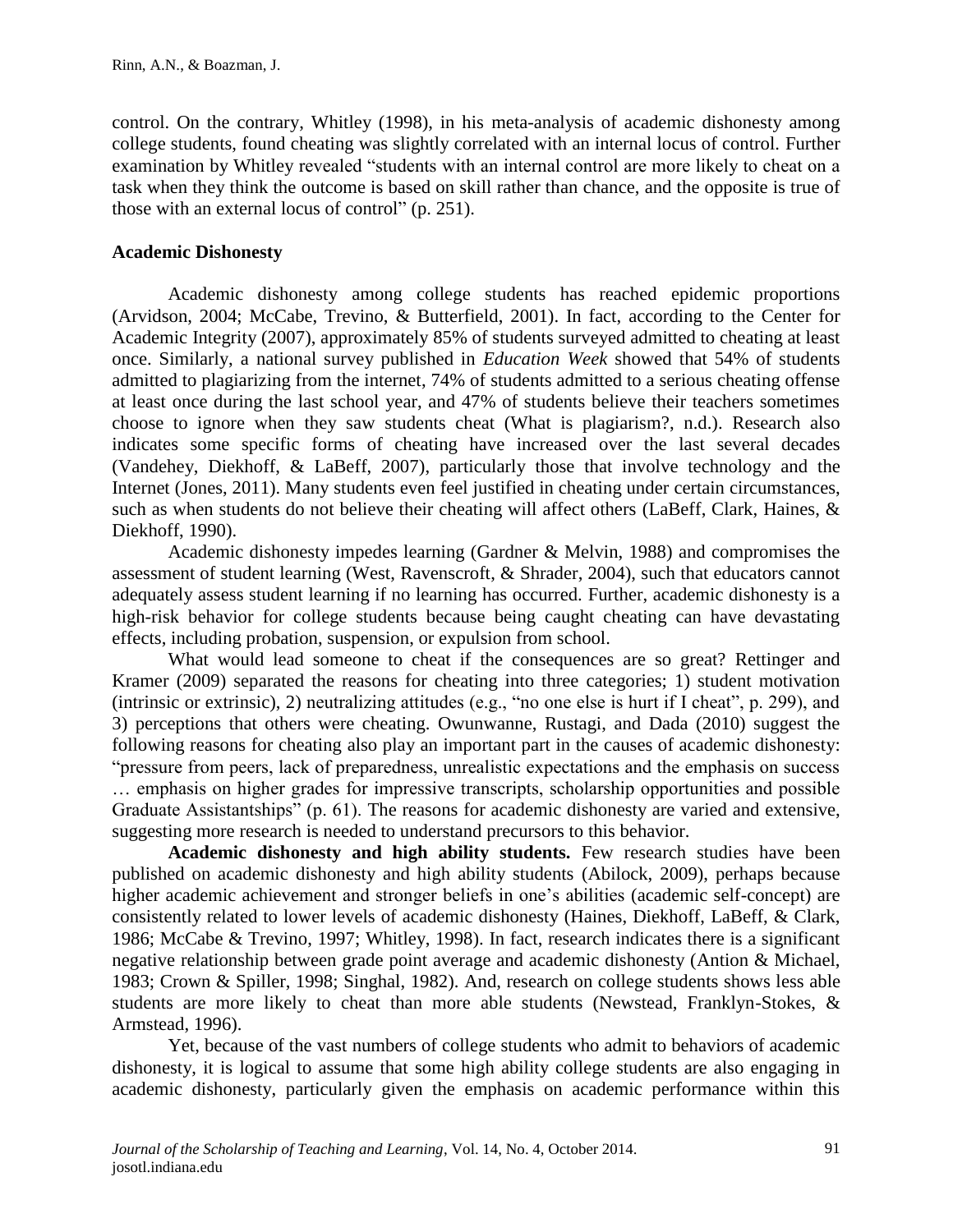control. On the contrary, Whitley (1998), in his meta-analysis of academic dishonesty among college students, found cheating was slightly correlated with an internal locus of control. Further examination by Whitley revealed "students with an internal control are more likely to cheat on a task when they think the outcome is based on skill rather than chance, and the opposite is true of those with an external locus of control" (p. 251).

### Academic Dishonesty

Academic dishonesty among college students has reached epidemic proportions (Arvidson, 2004; McCabe, Trevino, & Butterfield, 2001). In fact, according to the Center for Academic Integrity (2007), approximately 85% of students surveyed admitted to cheating at least once. Similarly, a national survey published in *Education Week* showed that 54% of students admitted to plagiarizing from the internet, 74% of students admitted to a serious cheating offense at least once during the last school year, and 47% of students believe their teachers sometimes choose to ignore when they saw students cheat (What is plagiarism?, n.d.). Research also indicates some specific forms of cheating have increased over the last several decades (Vandehey, Diekhoff, & LaBeff, 2007), particularly those that involve technology and the Internet (Jones, 2011). Many students even feel justified in cheating under certain circumstances, such as when students do not believe their cheating will affect others (LaBeff, Clark, Haines, & Diekhoff, 1990).

Academic dishonesty impedes learning (Gardner & Melvin, 1988) and compromises the assessment of student learning (West, Ravenscroft, & Shrader, 2004), such that educators cannot adequately assess student learning if no learning has occurred. Further, academic dishonesty is a high-risk behavior for college students because being caught cheating can have devastating effects, including probation, suspension, or expulsion from school.

What would lead someone to cheat if the consequences are so great? Rettinger and Kramer (2009) separated the reasons for cheating into three categories; 1) student motivation (intrinsic or extrinsic), 2) neutralizing attitudes (e.g., "no one else is hurt if I cheat", p. 299), and 3) perceptions that others were cheating. Owunwanne, Rustagi, and Dada (2010) suggest the following reasons for cheating also play an important part in the causes of academic dishonesty: "pressure from peers, lack of preparedness, unrealistic expectations and the emphasis on success … emphasis on higher grades for impressive transcripts, scholarship opportunities and possible Graduate Assistantships" (p. 61). The reasons for academic dishonesty are varied and extensive, suggesting more research is needed to understand precursors to this behavior.

**Academic dishonesty and high ability students.** Few research studies have been published on academic dishonesty and high ability students (Abilock, 2009), perhaps because higher academic achievement and stronger beliefs in one's abilities (academic self-concept) are consistently related to lower levels of academic dishonesty (Haines, Diekhoff, LaBeff, & Clark, 1986; McCabe & Trevino, 1997; Whitley, 1998). In fact, research indicates there is a significant negative relationship between grade point average and academic dishonesty (Antion & Michael, 1983; Crown & Spiller, 1998; Singhal, 1982). And, research on college students shows less able students are more likely to cheat than more able students (Newstead, Franklyn-Stokes, & Armstead, 1996).

Yet, because of the vast numbers of college students who admit to behaviors of academic dishonesty, it is logical to assume that some high ability college students are also engaging in academic dishonesty, particularly given the emphasis on academic performance within this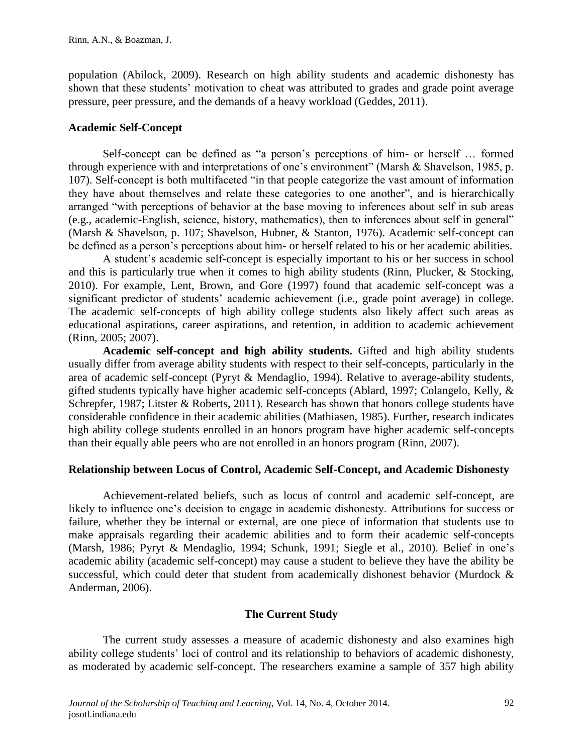population (Abilock, 2009). Research on high ability students and academic dishonesty has shown that these students' motivation to cheat was attributed to grades and grade point average pressure, peer pressure, and the demands of a heavy workload (Geddes, 2011).

### Academic Self-Concept

Self-concept can be defined as "a person's perceptions of him- or herself … formed through experience with and interpretations of one's environment" (Marsh & Shavelson, 1985, p. 107). Self-concept is both multifaceted "in that people categorize the vast amount of information they have about themselves and relate these categories to one another", and is hierarchically arranged "with perceptions of behavior at the base moving to inferences about self in sub areas (e.g., academic-English, science, history, mathematics), then to inferences about self in general" (Marsh & Shavelson, p. 107; Shavelson, Hubner, & Stanton, 1976). Academic self-concept can be defined as a person's perceptions about him- or herself related to his or her academic abilities.

A student's academic self-concept is especially important to his or her success in school and this is particularly true when it comes to high ability students (Rinn, Plucker, & Stocking, 2010). For example, Lent, Brown, and Gore (1997) found that academic self-concept was a significant predictor of students' academic achievement (i.e., grade point average) in college. The academic self-concepts of high ability college students also likely affect such areas as educational aspirations, career aspirations, and retention, in addition to academic achievement (Rinn, 2005; 2007).

**Academic self-concept and high ability students.** Gifted and high ability students usually differ from average ability students with respect to their self-concepts, particularly in the area of academic self-concept (Pyryt & Mendaglio, 1994). Relative to average-ability students, gifted students typically have higher academic self-concepts (Ablard, 1997; Colangelo, Kelly, & Schrepfer, 1987; Litster & Roberts, 2011). Research has shown that honors college students have considerable confidence in their academic abilities (Mathiasen, 1985). Further, research indicates high ability college students enrolled in an honors program have higher academic self-concepts than their equally able peers who are not enrolled in an honors program (Rinn, 2007).

### Relationship between Locus of Control, Academic Self-Concept, and Academic Dishonesty

Achievement-related beliefs, such as locus of control and academic self-concept, are likely to influence one's decision to engage in academic dishonesty. Attributions for success or failure, whether they be internal or external, are one piece of information that students use to make appraisals regarding their academic abilities and to form their academic self-concepts (Marsh, 1986; Pyryt & Mendaglio, 1994; Schunk, 1991; Siegle et al., 2010). Belief in one's academic ability (academic self-concept) may cause a student to believe they have the ability be successful, which could deter that student from academically dishonest behavior (Murdock & Anderman, 2006).

## The Current Study

The current study assesses a measure of academic dishonesty and also examines high ability college students' loci of control and its relationship to behaviors of academic dishonesty, as moderated by academic self-concept. The researchers examine a sample of 357 high ability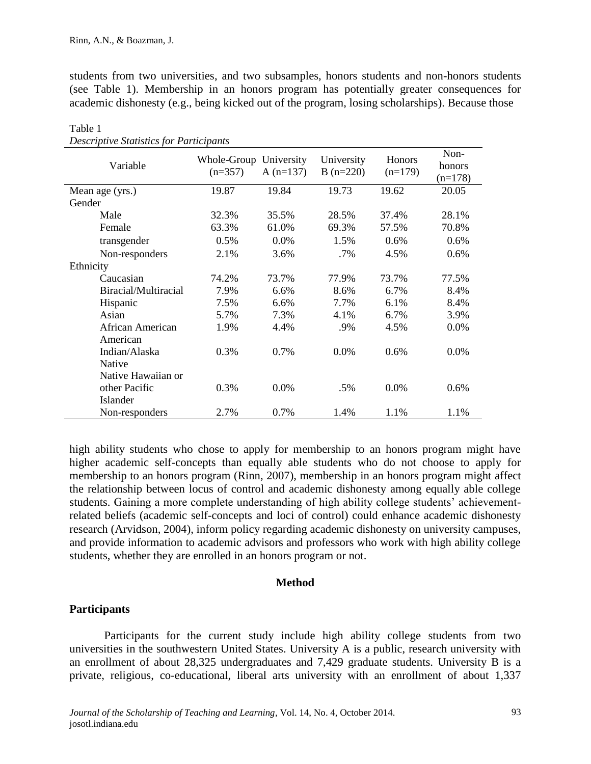students from two universities, and two subsamples, honors students and non-honors students (see Table 1). Membership in an honors program has potentially greater consequences for academic dishonesty (e.g., being kicked out of the program, losing scholarships). Because those

Table 1
*Descriptive Statistics for Participants*

| Variable | Whole-Group (n=357) | University A (n=137) | University B (n=220) | Honors (n=179) | Non-honors (n=178) |
|---|---|---|---|---|---|
| Mean age (yrs.) | 19.87 | 19.84 | 19.73 | 19.62 | 20.05 |
| Gender | | | | | |
| Male | 32.3% | 35.5% | 28.5% | 37.4% | 28.1% |
| Female | 63.3% | 61.0% | 69.3% | 57.5% | 70.8% |
| transgender | 0.5% | 0.0% | 1.5% | 0.6% | 0.6% |
| Non-responders | 2.1% | 3.6% | .7% | 4.5% | 0.6% |
| Ethnicity | | | | | |
| Caucasian | 74.2% | 73.7% | 77.9% | 73.7% | 77.5% |
| Biracial/Multiracial | 7.9% | 6.6% | 8.6% | 6.7% | 8.4% |
| Hispanic | 7.5% | 6.6% | 7.7% | 6.1% | 8.4% |
| Asian | 5.7% | 7.3% | 4.1% | 6.7% | 3.9% |
| African American | 1.9% | 4.4% | .9% | 4.5% | 0.0% |
| American Indian/Alaska Native | 0.3% | 0.7% | 0.0% | 0.6% | 0.0% |
| Native Hawaiian or other Pacific Islander | 0.3% | 0.0% | .5% | 0.0% | 0.6% |
| Non-responders | 2.7% | 0.7% | 1.4% | 1.1% | 1.1% |

high ability students who chose to apply for membership to an honors program might have higher academic self-concepts than equally able students who do not choose to apply for membership to an honors program (Rinn, 2007), membership in an honors program might affect the relationship between locus of control and academic dishonesty among equally able college students. Gaining a more complete understanding of high ability college students' achievement-related beliefs (academic self-concepts and loci of control) could enhance academic dishonesty research (Arvidson, 2004), inform policy regarding academic dishonesty on university campuses, and provide information to academic advisors and professors who work with high ability college students, whether they are enrolled in an honors program or not.

## Method

### Participants

Participants for the current study include high ability college students from two universities in the southwestern United States. University A is a public, research university with an enrollment of about 28,325 undergraduates and 7,429 graduate students. University B is a private, religious, co-educational, liberal arts university with an enrollment of about 1,337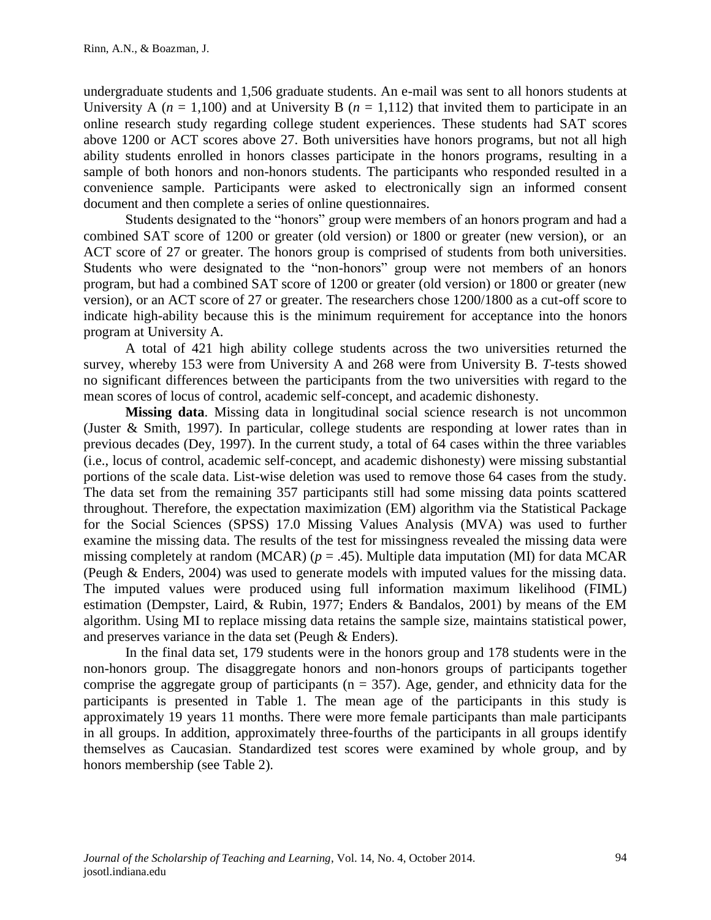undergraduate students and 1,506 graduate students. An e-mail was sent to all honors students at University A ($n$ = 1,100) and at University B ($n$ = 1,112) that invited them to participate in an online research study regarding college student experiences. These students had SAT scores above 1200 or ACT scores above 27. Both universities have honors programs, but not all high ability students enrolled in honors classes participate in the honors programs, resulting in a sample of both honors and non-honors students. The participants who responded resulted in a convenience sample. Participants were asked to electronically sign an informed consent document and then complete a series of online questionnaires.

Students designated to the "honors" group were members of an honors program and had a combined SAT score of 1200 or greater (old version) or 1800 or greater (new version), or an ACT score of 27 or greater. The honors group is comprised of students from both universities. Students who were designated to the "non-honors" group were not members of an honors program, but had a combined SAT score of 1200 or greater (old version) or 1800 or greater (new version), or an ACT score of 27 or greater. The researchers chose 1200/1800 as a cut-off score to indicate high-ability because this is the minimum requirement for acceptance into the honors program at University A.

A total of 421 high ability college students across the two universities returned the survey, whereby 153 were from University A and 268 were from University B. *T*-tests showed no significant differences between the participants from the two universities with regard to the mean scores of locus of control, academic self-concept, and academic dishonesty.

**Missing data**. Missing data in longitudinal social science research is not uncommon (Juster & Smith, 1997). In particular, college students are responding at lower rates than in previous decades (Dey, 1997). In the current study, a total of 64 cases within the three variables (i.e., locus of control, academic self-concept, and academic dishonesty) were missing substantial portions of the scale data. List-wise deletion was used to remove those 64 cases from the study. The data set from the remaining 357 participants still had some missing data points scattered throughout. Therefore, the expectation maximization (EM) algorithm via the Statistical Package for the Social Sciences (SPSS) 17.0 Missing Values Analysis (MVA) was used to further examine the missing data. The results of the test for missingness revealed the missing data were missing completely at random (MCAR) ($p$ = .45). Multiple data imputation (MI) for data MCAR (Peugh & Enders, 2004) was used to generate models with imputed values for the missing data. The imputed values were produced using full information maximum likelihood (FIML) estimation (Dempster, Laird, & Rubin, 1977; Enders & Bandalos, 2001) by means of the EM algorithm. Using MI to replace missing data retains the sample size, maintains statistical power, and preserves variance in the data set (Peugh & Enders).

In the final data set, 179 students were in the honors group and 178 students were in the non-honors group. The disaggregate honors and non-honors groups of participants together comprise the aggregate group of participants (n = 357). Age, gender, and ethnicity data for the participants is presented in Table 1. The mean age of the participants in this study is approximately 19 years 11 months. There were more female participants than male participants in all groups. In addition, approximately three-fourths of the participants in all groups identify themselves as Caucasian. Standardized test scores were examined by whole group, and by honors membership (see Table 2).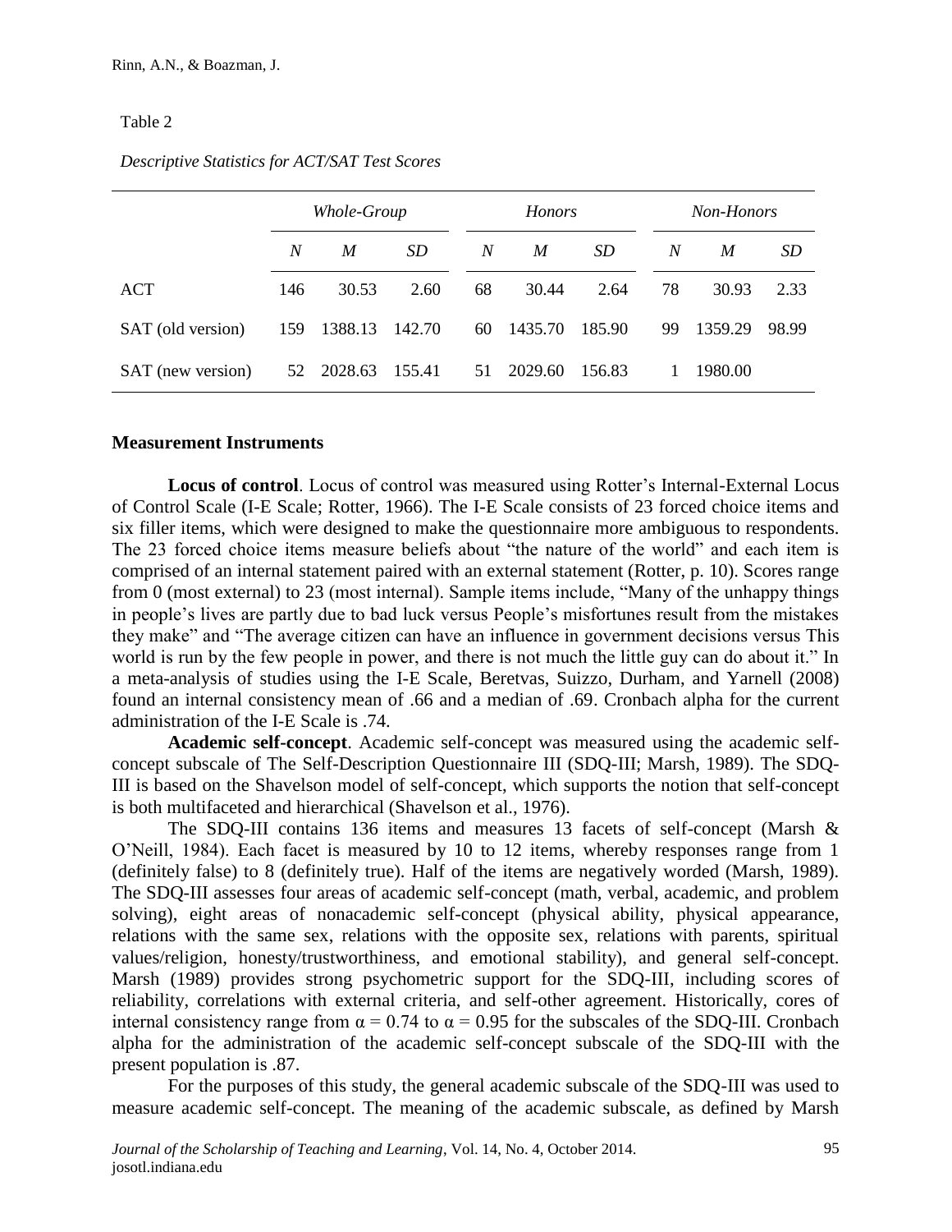Table 2

*Descriptive Statistics for ACT/SAT Test Scores*

| | *Whole-Group* | | | *Honors* | | | *Non-Honors* | | |
|---|---|---|---|---|---|---|---|---|---|
| | *N* | *M* | *SD* | *N* | *M* | *SD* | *N* | *M* | *SD* |
| ACT | 146 | 30.53 | 2.60 | 68 | 30.44 | 2.64 | 78 | 30.93 | 2.33 |
| SAT (old version) | 159 | 1388.13 | 142.70 | 60 | 1435.70 | 185.90 | 99 | 1359.29 | 98.99 |
| SAT (new version) | 52 | 2028.63 | 155.41 | 51 | 2029.60 | 156.83 | 1 | 1980.00 | |

### Measurement Instruments

**Locus of control**. Locus of control was measured using Rotter's Internal-External Locus of Control Scale (I-E Scale; Rotter, 1966). The I-E Scale consists of 23 forced choice items and six filler items, which were designed to make the questionnaire more ambiguous to respondents. The 23 forced choice items measure beliefs about "the nature of the world" and each item is comprised of an internal statement paired with an external statement (Rotter, p. 10). Scores range from 0 (most external) to 23 (most internal). Sample items include, "Many of the unhappy things in people's lives are partly due to bad luck versus People's misfortunes result from the mistakes they make" and "The average citizen can have an influence in government decisions versus This world is run by the few people in power, and there is not much the little guy can do about it." In a meta-analysis of studies using the I-E Scale, Beretvas, Suizzo, Durham, and Yarnell (2008) found an internal consistency mean of .66 and a median of .69. Cronbach alpha for the current administration of the I-E Scale is .74.

**Academic self-concept**. Academic self-concept was measured using the academic self-concept subscale of The Self-Description Questionnaire III (SDQ-III; Marsh, 1989). The SDQ-III is based on the Shavelson model of self-concept, which supports the notion that self-concept is both multifaceted and hierarchical (Shavelson et al., 1976).

The SDQ-III contains 136 items and measures 13 facets of self-concept (Marsh & O'Neill, 1984). Each facet is measured by 10 to 12 items, whereby responses range from 1 (definitely false) to 8 (definitely true). Half of the items are negatively worded (Marsh, 1989). The SDQ-III assesses four areas of academic self-concept (math, verbal, academic, and problem solving), eight areas of nonacademic self-concept (physical ability, physical appearance, relations with the same sex, relations with the opposite sex, relations with parents, spiritual values/religion, honesty/trustworthiness, and emotional stability), and general self-concept. Marsh (1989) provides strong psychometric support for the SDQ-III, including scores of reliability, correlations with external criteria, and self-other agreement. Historically, cores of internal consistency range from $\alpha = 0.74$ to $\alpha = 0.95$ for the subscales of the SDQ-III. Cronbach alpha for the administration of the academic self-concept subscale of the SDQ-III with the present population is .87.

For the purposes of this study, the general academic subscale of the SDQ-III was used to measure academic self-concept. The meaning of the academic subscale, as defined by Marsh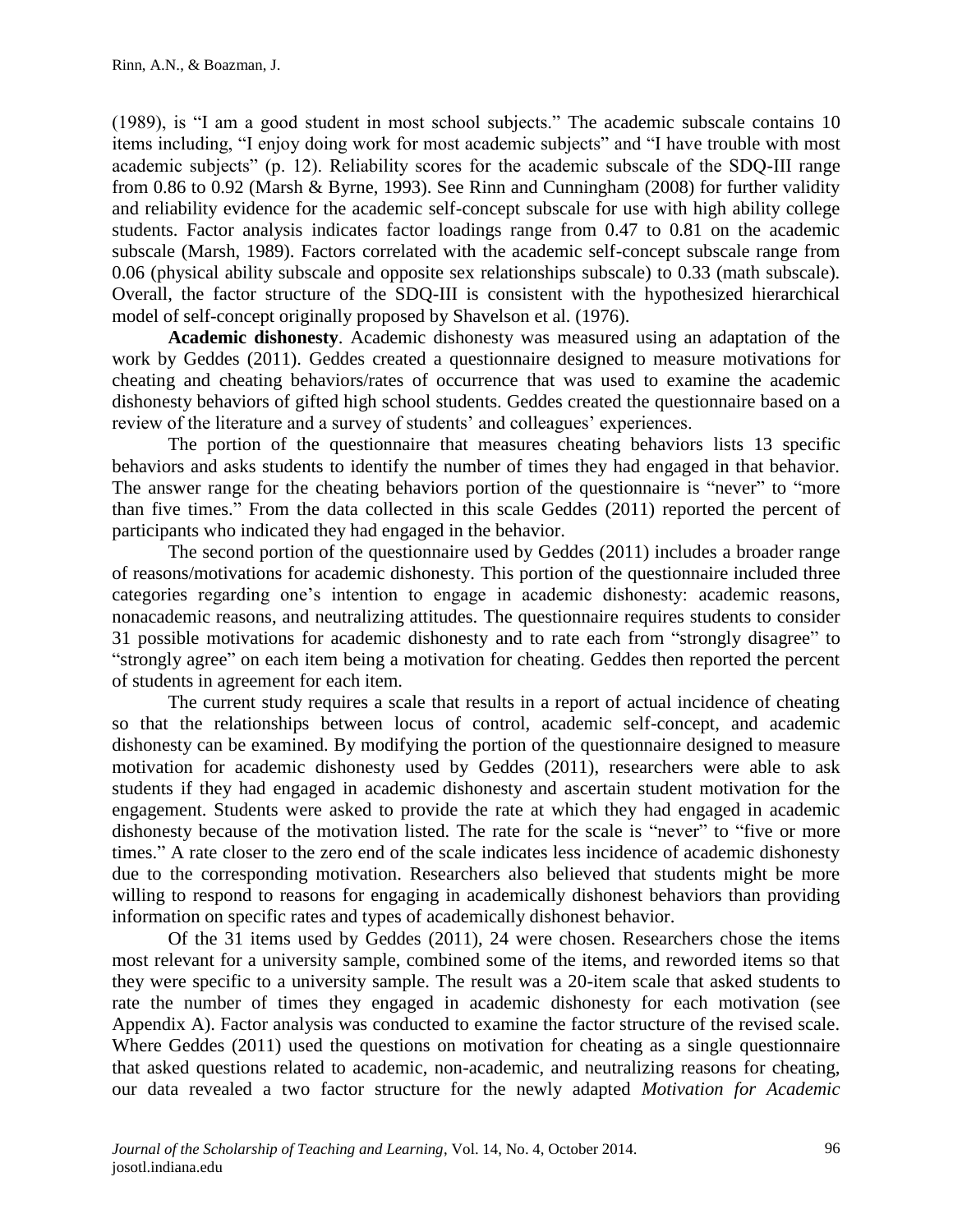(1989), is "I am a good student in most school subjects." The academic subscale contains 10 items including, "I enjoy doing work for most academic subjects" and "I have trouble with most academic subjects" (p. 12). Reliability scores for the academic subscale of the SDQ-III range from 0.86 to 0.92 (Marsh & Byrne, 1993). See Rinn and Cunningham (2008) for further validity and reliability evidence for the academic self-concept subscale for use with high ability college students. Factor analysis indicates factor loadings range from 0.47 to 0.81 on the academic subscale (Marsh, 1989). Factors correlated with the academic self-concept subscale range from 0.06 (physical ability subscale and opposite sex relationships subscale) to 0.33 (math subscale). Overall, the factor structure of the SDQ-III is consistent with the hypothesized hierarchical model of self-concept originally proposed by Shavelson et al. (1976).

**Academic dishonesty**. Academic dishonesty was measured using an adaptation of the work by Geddes (2011). Geddes created a questionnaire designed to measure motivations for cheating and cheating behaviors/rates of occurrence that was used to examine the academic dishonesty behaviors of gifted high school students. Geddes created the questionnaire based on a review of the literature and a survey of students' and colleagues' experiences.

The portion of the questionnaire that measures cheating behaviors lists 13 specific behaviors and asks students to identify the number of times they had engaged in that behavior. The answer range for the cheating behaviors portion of the questionnaire is "never" to "more than five times." From the data collected in this scale Geddes (2011) reported the percent of participants who indicated they had engaged in the behavior.

The second portion of the questionnaire used by Geddes (2011) includes a broader range of reasons/motivations for academic dishonesty. This portion of the questionnaire included three categories regarding one's intention to engage in academic dishonesty: academic reasons, nonacademic reasons, and neutralizing attitudes. The questionnaire requires students to consider 31 possible motivations for academic dishonesty and to rate each from "strongly disagree" to "strongly agree" on each item being a motivation for cheating. Geddes then reported the percent of students in agreement for each item.

The current study requires a scale that results in a report of actual incidence of cheating so that the relationships between locus of control, academic self-concept, and academic dishonesty can be examined. By modifying the portion of the questionnaire designed to measure motivation for academic dishonesty used by Geddes (2011), researchers were able to ask students if they had engaged in academic dishonesty and ascertain student motivation for the engagement. Students were asked to provide the rate at which they had engaged in academic dishonesty because of the motivation listed. The rate for the scale is "never" to "five or more times." A rate closer to the zero end of the scale indicates less incidence of academic dishonesty due to the corresponding motivation. Researchers also believed that students might be more willing to respond to reasons for engaging in academically dishonest behaviors than providing information on specific rates and types of academically dishonest behavior.

Of the 31 items used by Geddes (2011), 24 were chosen. Researchers chose the items most relevant for a university sample, combined some of the items, and reworded items so that they were specific to a university sample. The result was a 20-item scale that asked students to rate the number of times they engaged in academic dishonesty for each motivation (see Appendix A). Factor analysis was conducted to examine the factor structure of the revised scale. Where Geddes (2011) used the questions on motivation for cheating as a single questionnaire that asked questions related to academic, non-academic, and neutralizing reasons for cheating, our data revealed a two factor structure for the newly adapted *Motivation for Academic*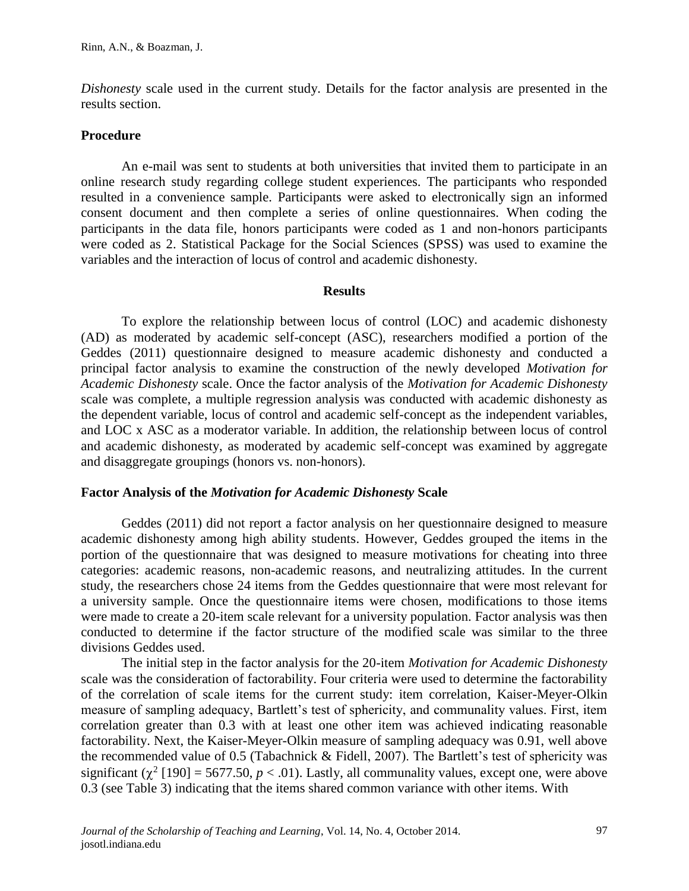*Dishonesty* scale used in the current study. Details for the factor analysis are presented in the results section.

### Procedure

An e-mail was sent to students at both universities that invited them to participate in an online research study regarding college student experiences. The participants who responded resulted in a convenience sample. Participants were asked to electronically sign an informed consent document and then complete a series of online questionnaires. When coding the participants in the data file, honors participants were coded as 1 and non-honors participants were coded as 2. Statistical Package for the Social Sciences (SPSS) was used to examine the variables and the interaction of locus of control and academic dishonesty.

## Results

To explore the relationship between locus of control (LOC) and academic dishonesty (AD) as moderated by academic self-concept (ASC), researchers modified a portion of the Geddes (2011) questionnaire designed to measure academic dishonesty and conducted a principal factor analysis to examine the construction of the newly developed *Motivation for Academic Dishonesty* scale. Once the factor analysis of the *Motivation for Academic Dishonesty* scale was complete, a multiple regression analysis was conducted with academic dishonesty as the dependent variable, locus of control and academic self-concept as the independent variables, and LOC x ASC as a moderator variable. In addition, the relationship between locus of control and academic dishonesty, as moderated by academic self-concept was examined by aggregate and disaggregate groupings (honors vs. non-honors).

### Factor Analysis of the *Motivation for Academic Dishonesty* Scale

Geddes (2011) did not report a factor analysis on her questionnaire designed to measure academic dishonesty among high ability students. However, Geddes grouped the items in the portion of the questionnaire that was designed to measure motivations for cheating into three categories: academic reasons, non-academic reasons, and neutralizing attitudes. In the current study, the researchers chose 24 items from the Geddes questionnaire that were most relevant for a university sample. Once the questionnaire items were chosen, modifications to those items were made to create a 20-item scale relevant for a university population. Factor analysis was then conducted to determine if the factor structure of the modified scale was similar to the three divisions Geddes used.

The initial step in the factor analysis for the 20-item *Motivation for Academic Dishonesty* scale was the consideration of factorability. Four criteria were used to determine the factorability of the correlation of scale items for the current study: item correlation, Kaiser-Meyer-Olkin measure of sampling adequacy, Bartlett's test of sphericity, and communality values. First, item correlation greater than 0.3 with at least one other item was achieved indicating reasonable factorability. Next, the Kaiser-Meyer-Olkin measure of sampling adequacy was 0.91, well above the recommended value of 0.5 (Tabachnick & Fidell, 2007). The Bartlett's test of sphericity was significant ($\chi^2$ [190] = 5677.50, $p < .01$). Lastly, all communality values, except one, were above 0.3 (see Table 3) indicating that the items shared common variance with other items. With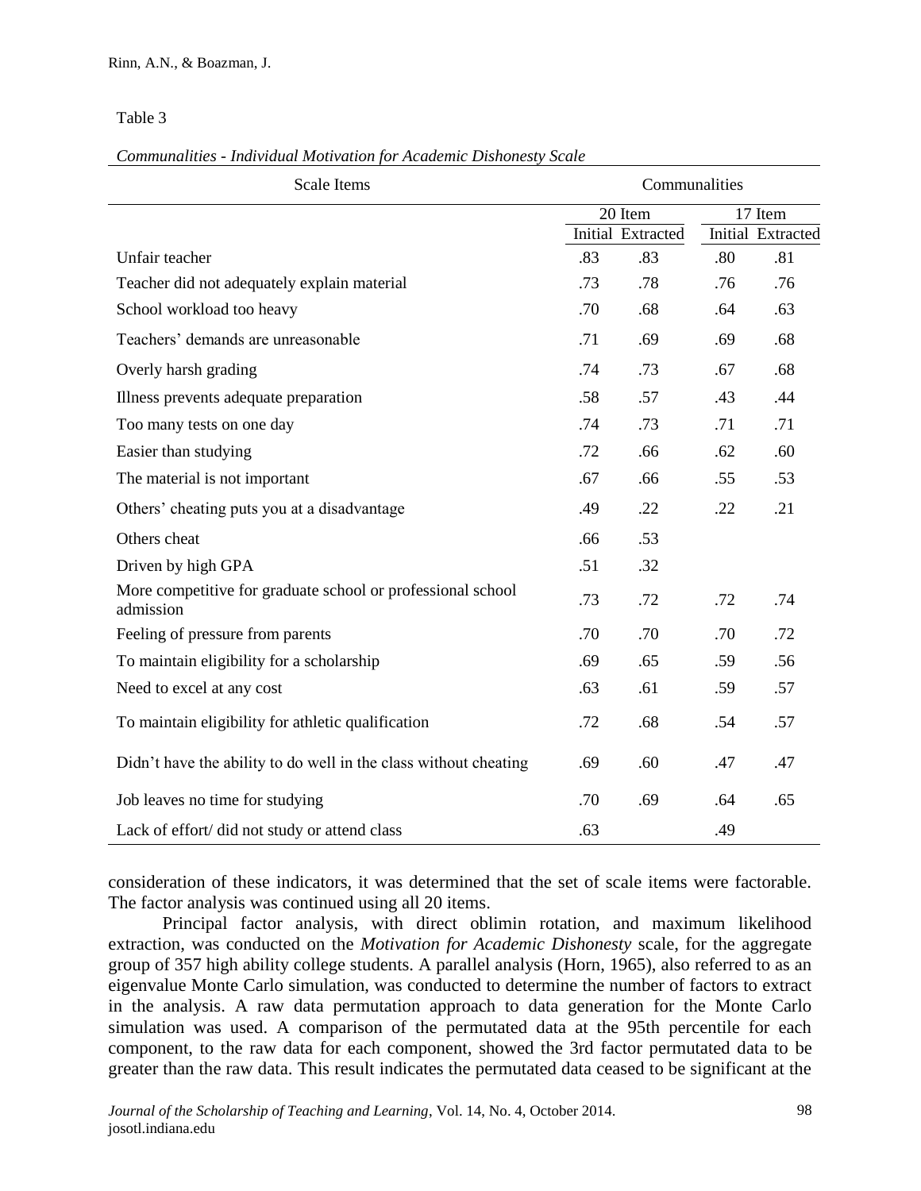Table 3

*Communalities - Individual Motivation for Academic Dishonesty Scale*

| Scale Items | Communalities | | | |
|---|---|---|---|---|
| | 20 Item | | 17 Item | |
| | Initial | Extracted | Initial | Extracted |
| Unfair teacher | .83 | .83 | .80 | .81 |
| Teacher did not adequately explain material | .73 | .78 | .76 | .76 |
| School workload too heavy | .70 | .68 | .64 | .63 |
| Teachers' demands are unreasonable | .71 | .69 | .69 | .68 |
| Overly harsh grading | .74 | .73 | .67 | .68 |
| Illness prevents adequate preparation | .58 | .57 | .43 | .44 |
| Too many tests on one day | .74 | .73 | .71 | .71 |
| Easier than studying | .72 | .66 | .62 | .60 |
| The material is not important | .67 | .66 | .55 | .53 |
| Others' cheating puts you at a disadvantage | .49 | .22 | .22 | .21 |
| Others cheat | .66 | .53 | | |
| Driven by high GPA | .51 | .32 | | |
| More competitive for graduate school or professional school admission | .73 | .72 | .72 | .74 |
| Feeling of pressure from parents | .70 | .70 | .70 | .72 |
| To maintain eligibility for a scholarship | .69 | .65 | .59 | .56 |
| Need to excel at any cost | .63 | .61 | .59 | .57 |
| To maintain eligibility for athletic qualification | .72 | .68 | .54 | .57 |
| Didn't have the ability to do well in the class without cheating | .69 | .60 | .47 | .47 |
| Job leaves no time for studying | .70 | .69 | .64 | .65 |
| Lack of effort/ did not study or attend class | .63 | | .49 | |

consideration of these indicators, it was determined that the set of scale items were factorable. The factor analysis was continued using all 20 items.

Principal factor analysis, with direct oblimin rotation, and maximum likelihood extraction, was conducted on the *Motivation for Academic Dishonesty* scale, for the aggregate group of 357 high ability college students. A parallel analysis (Horn, 1965), also referred to as an eigenvalue Monte Carlo simulation, was conducted to determine the number of factors to extract in the analysis. A raw data permutation approach to data generation for the Monte Carlo simulation was used. A comparison of the permutated data at the 95th percentile for each component, to the raw data for each component, showed the 3rd factor permutated data to be greater than the raw data. This result indicates the permutated data ceased to be significant at the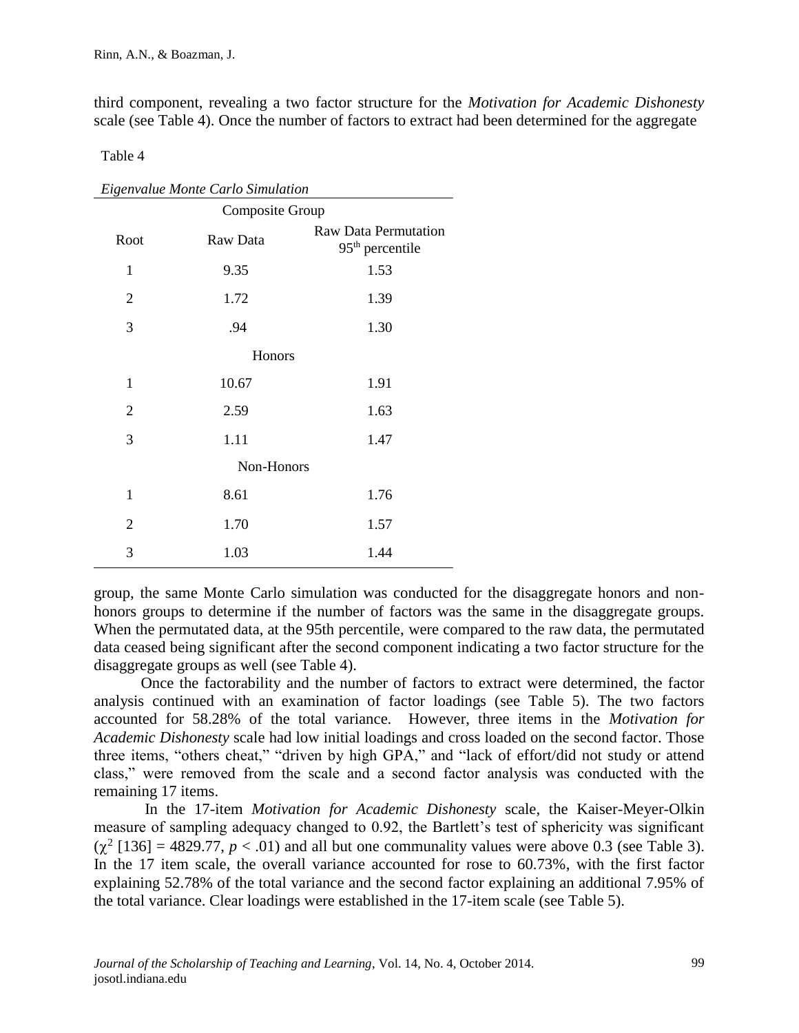third component, revealing a two factor structure for the *Motivation for Academic Dishonesty* scale (see Table 4). Once the number of factors to extract had been determined for the aggregate

Table 4

*Eigenvalue Monte Carlo Simulation*

| Root | Raw Data | Raw Data Permutation 95th percentile |
|---|---|---|
| Composite Group | | |
| 1 | 9.35 | 1.53 |
| 2 | 1.72 | 1.39 |
| 3 | .94 | 1.30 |
| Honors | | |
| 1 | 10.67 | 1.91 |
| 2 | 2.59 | 1.63 |
| 3 | 1.11 | 1.47 |
| Non-Honors | | |
| 1 | 8.61 | 1.76 |
| 2 | 1.70 | 1.57 |
| 3 | 1.03 | 1.44 |

group, the same Monte Carlo simulation was conducted for the disaggregate honors and non-honors groups to determine if the number of factors was the same in the disaggregate groups. When the permutated data, at the 95th percentile, were compared to the raw data, the permutated data ceased being significant after the second component indicating a two factor structure for the disaggregate groups as well (see Table 4).

Once the factorability and the number of factors to extract were determined, the factor analysis continued with an examination of factor loadings (see Table 5). The two factors accounted for 58.28% of the total variance. However, three items in the *Motivation for Academic Dishonesty* scale had low initial loadings and cross loaded on the second factor. Those three items, "others cheat," "driven by high GPA," and "lack of effort/did not study or attend class," were removed from the scale and a second factor analysis was conducted with the remaining 17 items.

In the 17-item *Motivation for Academic Dishonesty* scale, the Kaiser-Meyer-Olkin measure of sampling adequacy changed to 0.92, the Bartlett's test of sphericity was significant ($\chi^2$ [136] = 4829.77, $p < .01$) and all but one communality values were above 0.3 (see Table 3). In the 17 item scale, the overall variance accounted for rose to 60.73%, with the first factor explaining 52.78% of the total variance and the second factor explaining an additional 7.95% of the total variance. Clear loadings were established in the 17-item scale (see Table 5).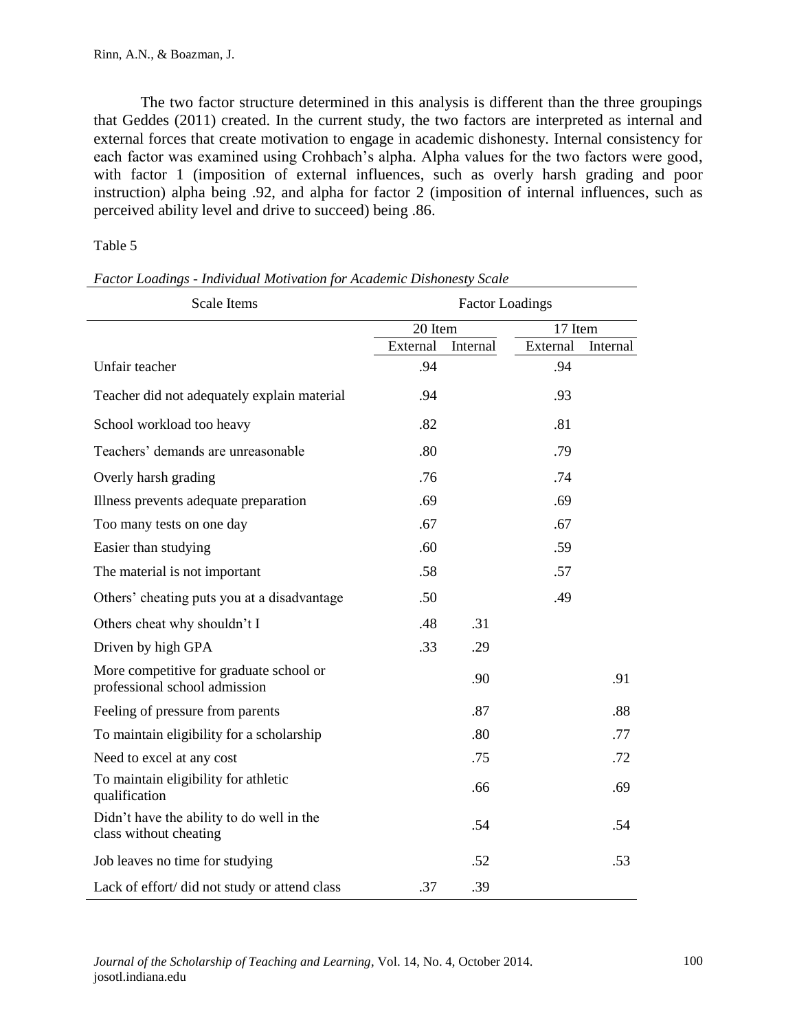The two factor structure determined in this analysis is different than the three groupings that Geddes (2011) created. In the current study, the two factors are interpreted as internal and external forces that create motivation to engage in academic dishonesty. Internal consistency for each factor was examined using Crohbach's alpha. Alpha values for the two factors were good, with factor 1 (imposition of external influences, such as overly harsh grading and poor instruction) alpha being .92, and alpha for factor 2 (imposition of internal influences, such as perceived ability level and drive to succeed) being .86.

Table 5

*Factor Loadings - Individual Motivation for Academic Dishonesty Scale*

| Scale Items | Factor Loadings | | | |
|---|---|---|---|---|
| | 20 Item | | 17 Item | |
| | External | Internal | External | Internal |
| Unfair teacher | .94 | | .94 | |
| Teacher did not adequately explain material | .94 | | .93 | |
| School workload too heavy | .82 | | .81 | |
| Teachers' demands are unreasonable | .80 | | .79 | |
| Overly harsh grading | .76 | | .74 | |
| Illness prevents adequate preparation | .69 | | .69 | |
| Too many tests on one day | .67 | | .67 | |
| Easier than studying | .60 | | .59 | |
| The material is not important | .58 | | .57 | |
| Others' cheating puts you at a disadvantage | .50 | | .49 | |
| Others cheat why shouldn't I | .48 | .31 | | |
| Driven by high GPA | .33 | .29 | | |
| More competitive for graduate school or professional school admission | | .90 | | .91 |
| Feeling of pressure from parents | | .87 | | .88 |
| To maintain eligibility for a scholarship | | .80 | | .77 |
| Need to excel at any cost | | .75 | | .72 |
| To maintain eligibility for athletic qualification | | .66 | | .69 |
| Didn't have the ability to do well in the class without cheating | | .54 | | .54 |
| Job leaves no time for studying | | .52 | | .53 |
| Lack of effort/ did not study or attend class | .37 | .39 | | |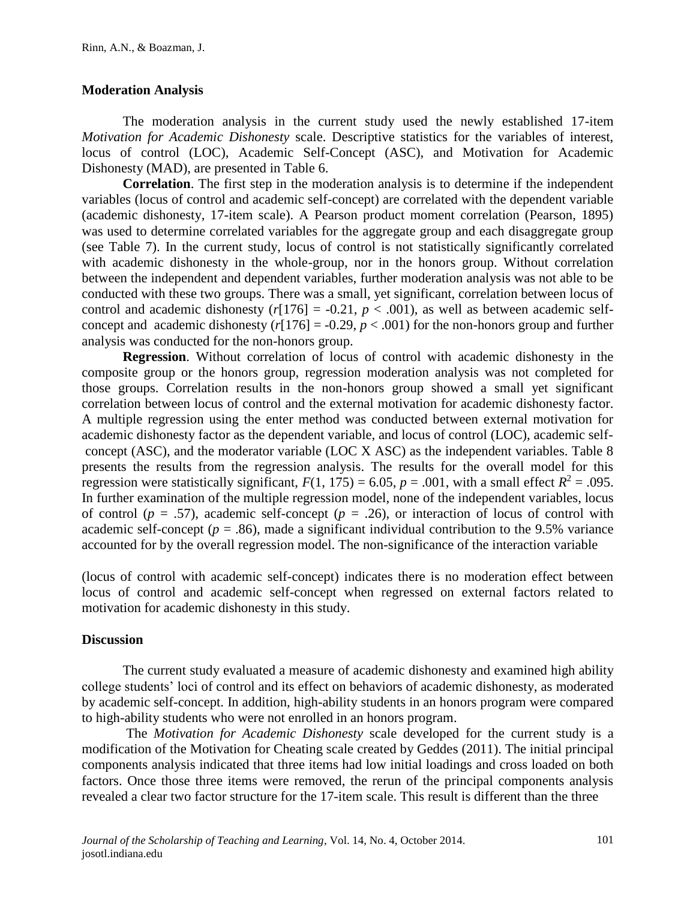### Moderation Analysis

The moderation analysis in the current study used the newly established 17-item *Motivation for Academic Dishonesty* scale. Descriptive statistics for the variables of interest, locus of control (LOC), Academic Self-Concept (ASC), and Motivation for Academic Dishonesty (MAD), are presented in Table 6.

**Correlation**. The first step in the moderation analysis is to determine if the independent variables (locus of control and academic self-concept) are correlated with the dependent variable (academic dishonesty, 17-item scale). A Pearson product moment correlation (Pearson, 1895) was used to determine correlated variables for the aggregate group and each disaggregate group (see Table 7). In the current study, locus of control is not statistically significantly correlated with academic dishonesty in the whole-group, nor in the honors group. Without correlation between the independent and dependent variables, further moderation analysis was not able to be conducted with these two groups. There was a small, yet significant, correlation between locus of control and academic dishonesty ($r[176] = -0.21$, $p < .001$), as well as between academic self-concept and academic dishonesty ($r[176] = -0.29$, $p < .001$) for the non-honors group and further analysis was conducted for the non-honors group.

**Regression**. Without correlation of locus of control with academic dishonesty in the composite group or the honors group, regression moderation analysis was not completed for those groups. Correlation results in the non-honors group showed a small yet significant correlation between locus of control and the external motivation for academic dishonesty factor. A multiple regression using the enter method was conducted between external motivation for academic dishonesty factor as the dependent variable, and locus of control (LOC), academic self-concept (ASC), and the moderator variable (LOC X ASC) as the independent variables. Table 8 presents the results from the regression analysis. The results for the overall model for this regression were statistically significant, $F(1, 175) = 6.05$, $p = .001$, with a small effect $R^2 = .095$. In further examination of the multiple regression model, none of the independent variables, locus of control ($p = .57$), academic self-concept ($p = .26$), or interaction of locus of control with academic self-concept ($p = .86$), made a significant individual contribution to the 9.5% variance accounted for by the overall regression model. The non-significance of the interaction variable (locus of control with academic self-concept) indicates there is no moderation effect between locus of control and academic self-concept when regressed on external factors related to motivation for academic dishonesty in this study.

### Discussion

The current study evaluated a measure of academic dishonesty and examined high ability college students' loci of control and its effect on behaviors of academic dishonesty, as moderated by academic self-concept. In addition, high-ability students in an honors program were compared to high-ability students who were not enrolled in an honors program.

The *Motivation for Academic Dishonesty* scale developed for the current study is a modification of the Motivation for Cheating scale created by Geddes (2011). The initial principal components analysis indicated that three items had low initial loadings and cross loaded on both factors. Once those three items were removed, the rerun of the principal components analysis revealed a clear two factor structure for the 17-item scale. This result is different than the three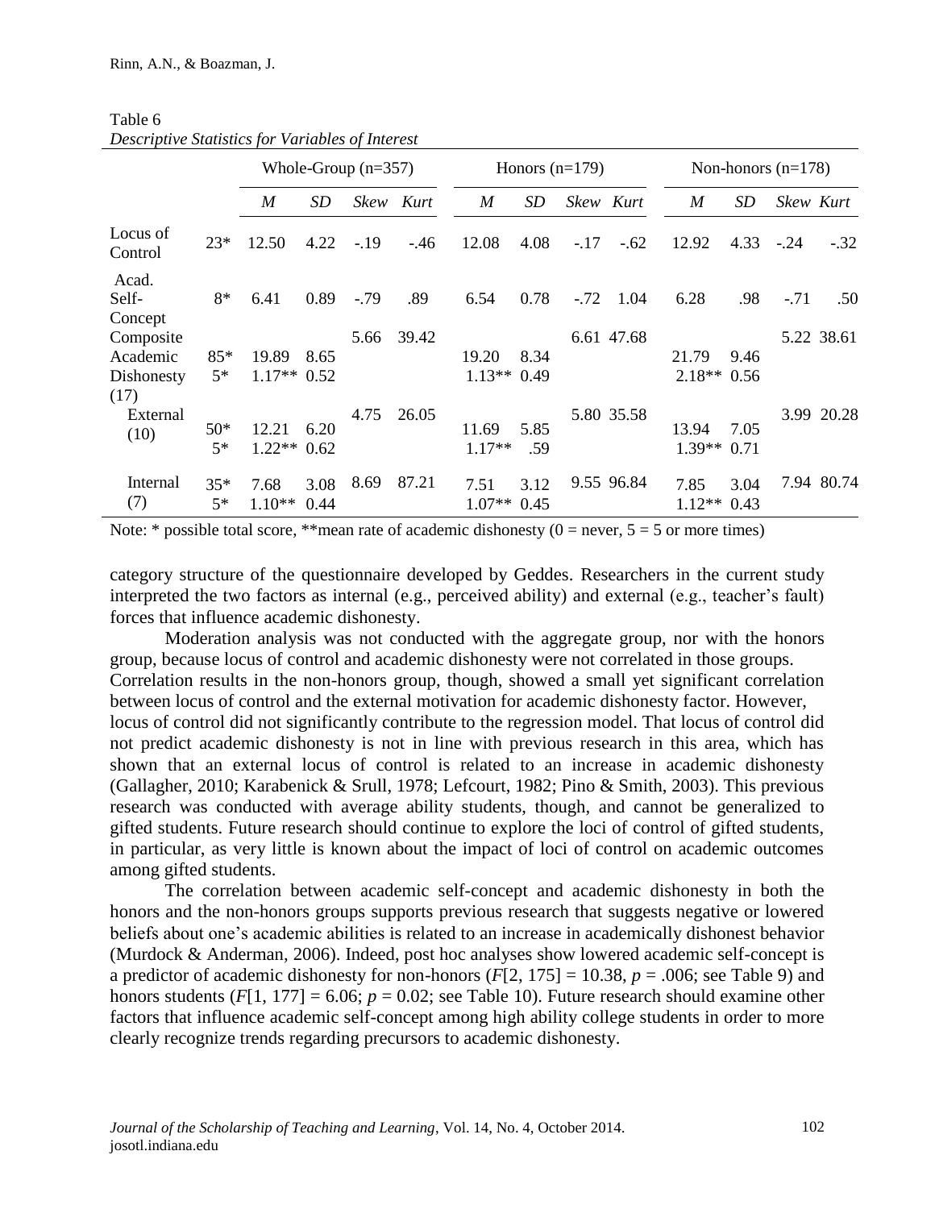Table 6
*Descriptive Statistics for Variables of Interest*

| | | Whole-Group (n=357) | | | | Honors (n=179) | | | | Non-honors (n=178) | | | |
|---|---|---|---|---|---|---|---|---|---|---|---|---|---|
| | | *M* | *SD* | *Skew* | *Kurt* | *M* | *SD* | *Skew* | *Kurt* | *M* | *SD* | *Skew* | *Kurt* |
| Locus of Control | 23* | 12.50 | 4.22 | -.19 | -.46 | 12.08 | 4.08 | -.17 | -.62 | 12.92 | 4.33 | -.24 | -.32 |
| Acad. Self-Concept | 8* | 6.41 | 0.89 | -.79 | .89 | 6.54 | 0.78 | -.72 | 1.04 | 6.28 | .98 | -.71 | .50 |
| Composite Academic Dishonesty (17) | 85* 5* | 19.89 1.17** | 8.65 0.52 | 5.66 | 39.42 | 19.20 1.13** | 8.34 0.49 | 6.61 | 47.68 | 21.79 2.18** | 9.46 0.56 | 5.22 | 38.61 |
| External (10) | 50* 5* | 12.21 1.22** | 6.20 0.62 | 4.75 | 26.05 | 11.69 1.17** | 5.85 .59 | 5.80 | 35.58 | 13.94 1.39** | 7.05 0.71 | 3.99 | 20.28 |
| Internal (7) | 35* 5* | 7.68 1.10** | 3.08 0.44 | 8.69 | 87.21 | 7.51 1.07** | 3.12 0.45 | 9.55 | 96.84 | 7.85 1.12** | 3.04 0.43 | 7.94 | 80.74 |

Note: * possible total score, **mean rate of academic dishonesty (0 = never, 5 = 5 or more times)

category structure of the questionnaire developed by Geddes. Researchers in the current study interpreted the two factors as internal (e.g., perceived ability) and external (e.g., teacher's fault) forces that influence academic dishonesty.

Moderation analysis was not conducted with the aggregate group, nor with the honors group, because locus of control and academic dishonesty were not correlated in those groups. Correlation results in the non-honors group, though, showed a small yet significant correlation between locus of control and the external motivation for academic dishonesty factor. However, locus of control did not significantly contribute to the regression model. That locus of control did not predict academic dishonesty is not in line with previous research in this area, which has shown that an external locus of control is related to an increase in academic dishonesty (Gallagher, 2010; Karabenick & Srull, 1978; Lefcourt, 1982; Pino & Smith, 2003). This previous research was conducted with average ability students, though, and cannot be generalized to gifted students. Future research should continue to explore the loci of control of gifted students, in particular, as very little is known about the impact of loci of control on academic outcomes among gifted students.

The correlation between academic self-concept and academic dishonesty in both the honors and the non-honors groups supports previous research that suggests negative or lowered beliefs about one's academic abilities is related to an increase in academically dishonest behavior (Murdock & Anderman, 2006). Indeed, post hoc analyses show lowered academic self-concept is a predictor of academic dishonesty for non-honors ($F[2, 175] = 10.38$, $p = .006$; see Table 9) and honors students ($F[1, 177] = 6.06$; $p = 0.02$; see Table 10). Future research should examine other factors that influence academic self-concept among high ability college students in order to more clearly recognize trends regarding precursors to academic dishonesty.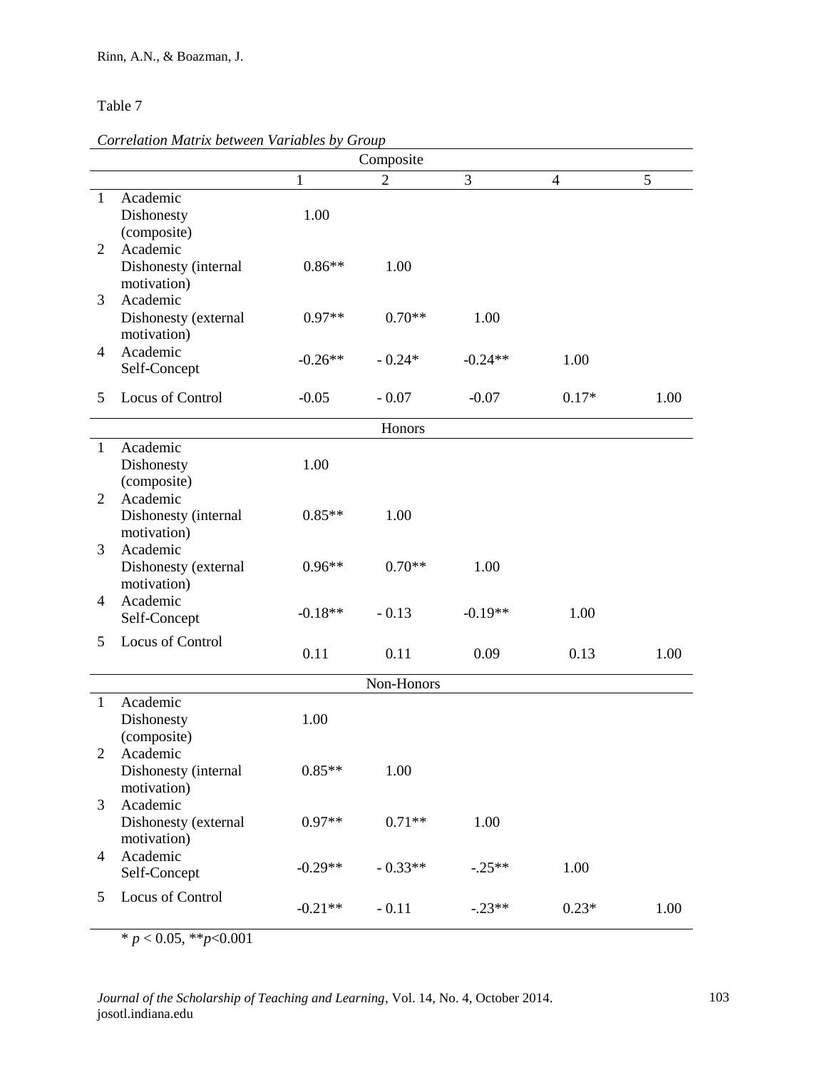Table 7

*Correlation Matrix between Variables by Group*

| | | 1 | 2 | 3 | 4 | 5 |
|---|---|---|---|---|---|---|
| | **Composite** | | | | | |
| 1 | Academic Dishonesty (composite) | 1.00 | | | | |
| 2 | Academic Dishonesty (internal motivation) | 0.86** | 1.00 | | | |
| 3 | Academic Dishonesty (external motivation) | 0.97** | 0.70** | 1.00 | | |
| 4 | Academic Self-Concept | -0.26** | - 0.24* | -0.24** | 1.00 | |
| 5 | Locus of Control | -0.05 | - 0.07 | -0.07 | 0.17* | 1.00 |
| | **Honors** | | | | | |
| 1 | Academic Dishonesty (composite) | 1.00 | | | | |
| 2 | Academic Dishonesty (internal motivation) | 0.85** | 1.00 | | | |
| 3 | Academic Dishonesty (external motivation) | 0.96** | 0.70** | 1.00 | | |
| 4 | Academic Self-Concept | -0.18** | - 0.13 | -0.19** | 1.00 | |
| 5 | Locus of Control | 0.11 | 0.11 | 0.09 | 0.13 | 1.00 |
| | **Non-Honors** | | | | | |
| 1 | Academic Dishonesty (composite) | 1.00 | | | | |
| 2 | Academic Dishonesty (internal motivation) | 0.85** | 1.00 | | | |
| 3 | Academic Dishonesty (external motivation) | 0.97** | 0.71** | 1.00 | | |
| 4 | Academic Self-Concept | -0.29** | - 0.33** | -.25** | 1.00 | |
| 5 | Locus of Control | -0.21** | - 0.11 | -.23** | 0.23* | 1.00 |

\* $p < 0.05$, \*\*$p<0.001$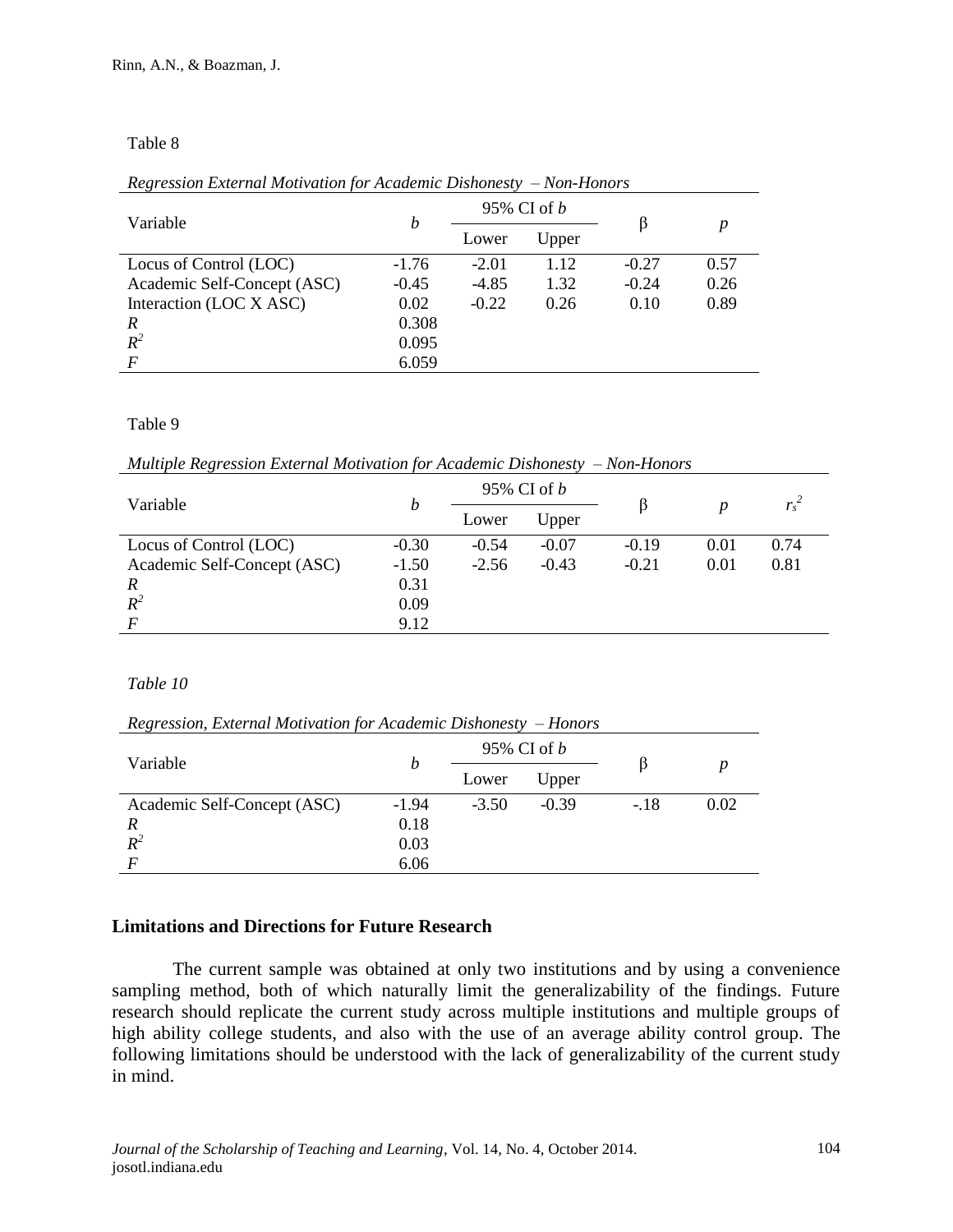Table 8

*Regression External Motivation for Academic Dishonesty – Non-Honors*

| Variable | $b$ | 95% CI of $b$ | | β | $p$ |
|---|---|---|---|---|---|
| | | Lower | Upper | | |
| Locus of Control (LOC) | -1.76 | -2.01 | 1.12 | -0.27 | 0.57 |
| Academic Self-Concept (ASC) | -0.45 | -4.85 | 1.32 | -0.24 | 0.26 |
| Interaction (LOC X ASC) | 0.02 | -0.22 | 0.26 | 0.10 | 0.89 |
| $R$ | 0.308 | | | | |
| $R^2$ | 0.095 | | | | |
| $F$ | 6.059 | | | | |

Table 9

*Multiple Regression External Motivation for Academic Dishonesty – Non-Honors*

| Variable | $b$ | 95% CI of $b$ | | β | $p$ | $r_s^2$ |
|---|---|---|---|---|---|---|
| | | Lower | Upper | | | |
| Locus of Control (LOC) | -0.30 | -0.54 | -0.07 | -0.19 | 0.01 | 0.74 |
| Academic Self-Concept (ASC) | -1.50 | -2.56 | -0.43 | -0.21 | 0.01 | 0.81 |
| $R$ | 0.31 | | | | | |
| $R^2$ | 0.09 | | | | | |
| $F$ | 9.12 | | | | | |

*Table 10*

*Regression, External Motivation for Academic Dishonesty – Honors*

| Variable | $b$ | 95% CI of $b$ | | β | $p$ |
|---|---|---|---|---|---|
| | | Lower | Upper | | |
| Academic Self-Concept (ASC) | -1.94 | -3.50 | -0.39 | -.18 | 0.02 |
| $R$ | 0.18 | | | | |
| $R^2$ | 0.03 | | | | |
| $F$ | 6.06 | | | | |

## Limitations and Directions for Future Research

The current sample was obtained at only two institutions and by using a convenience sampling method, both of which naturally limit the generalizability of the findings. Future research should replicate the current study across multiple institutions and multiple groups of high ability college students, and also with the use of an average ability control group. The following limitations should be understood with the lack of generalizability of the current study in mind.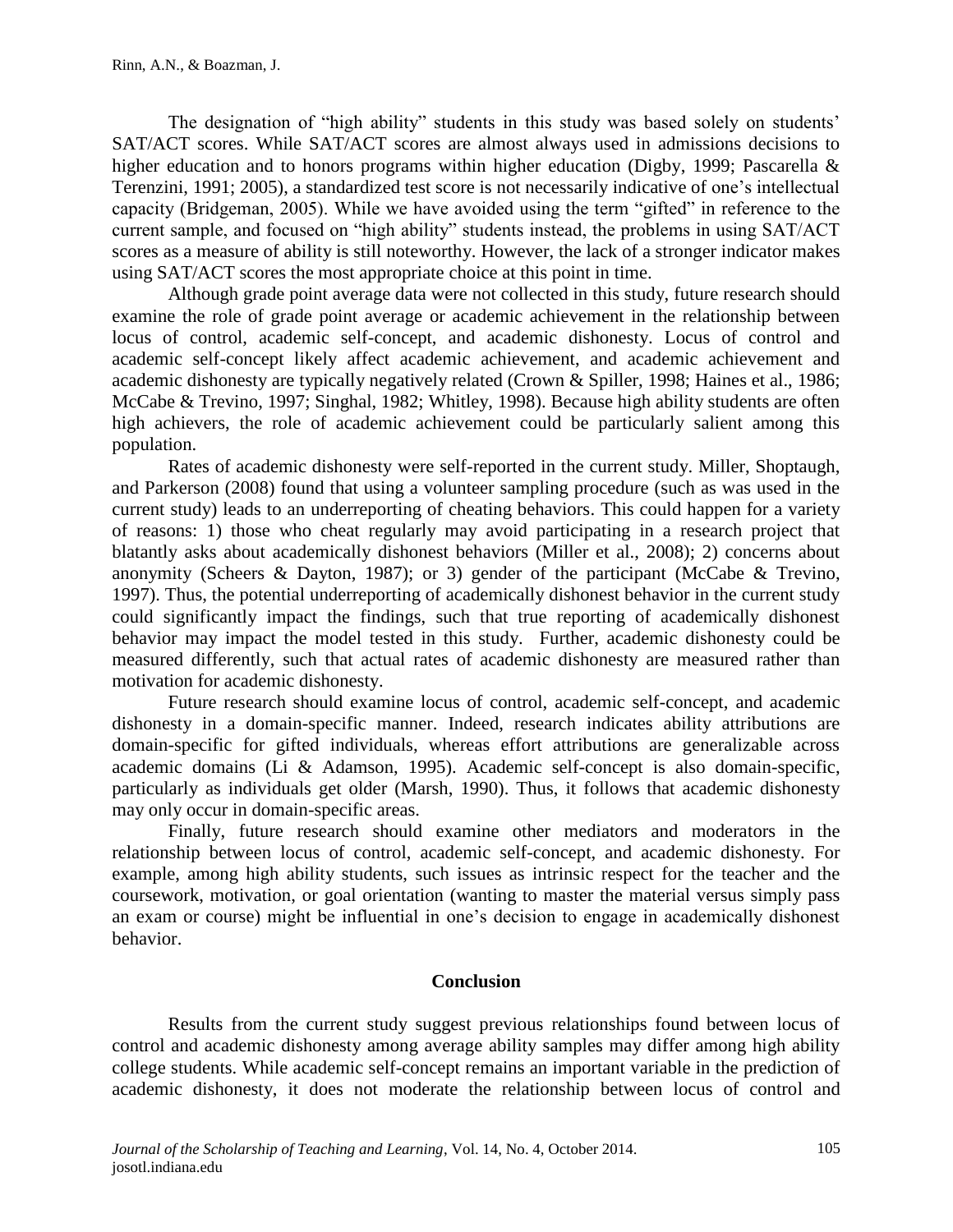The designation of "high ability" students in this study was based solely on students' SAT/ACT scores. While SAT/ACT scores are almost always used in admissions decisions to higher education and to honors programs within higher education (Digby, 1999; Pascarella & Terenzini, 1991; 2005), a standardized test score is not necessarily indicative of one's intellectual capacity (Bridgeman, 2005). While we have avoided using the term "gifted" in reference to the current sample, and focused on "high ability" students instead, the problems in using SAT/ACT scores as a measure of ability is still noteworthy. However, the lack of a stronger indicator makes using SAT/ACT scores the most appropriate choice at this point in time.

Although grade point average data were not collected in this study, future research should examine the role of grade point average or academic achievement in the relationship between locus of control, academic self-concept, and academic dishonesty. Locus of control and academic self-concept likely affect academic achievement, and academic achievement and academic dishonesty are typically negatively related (Crown & Spiller, 1998; Haines et al., 1986; McCabe & Trevino, 1997; Singhal, 1982; Whitley, 1998). Because high ability students are often high achievers, the role of academic achievement could be particularly salient among this population.

Rates of academic dishonesty were self-reported in the current study. Miller, Shoptaugh, and Parkerson (2008) found that using a volunteer sampling procedure (such as was used in the current study) leads to an underreporting of cheating behaviors. This could happen for a variety of reasons: 1) those who cheat regularly may avoid participating in a research project that blatantly asks about academically dishonest behaviors (Miller et al., 2008); 2) concerns about anonymity (Scheers & Dayton, 1987); or 3) gender of the participant (McCabe & Trevino, 1997). Thus, the potential underreporting of academically dishonest behavior in the current study could significantly impact the findings, such that true reporting of academically dishonest behavior may impact the model tested in this study. Further, academic dishonesty could be measured differently, such that actual rates of academic dishonesty are measured rather than motivation for academic dishonesty.

Future research should examine locus of control, academic self-concept, and academic dishonesty in a domain-specific manner. Indeed, research indicates ability attributions are domain-specific for gifted individuals, whereas effort attributions are generalizable across academic domains (Li & Adamson, 1995). Academic self-concept is also domain-specific, particularly as individuals get older (Marsh, 1990). Thus, it follows that academic dishonesty may only occur in domain-specific areas.

Finally, future research should examine other mediators and moderators in the relationship between locus of control, academic self-concept, and academic dishonesty. For example, among high ability students, such issues as intrinsic respect for the teacher and the coursework, motivation, or goal orientation (wanting to master the material versus simply pass an exam or course) might be influential in one's decision to engage in academically dishonest behavior.

## Conclusion

Results from the current study suggest previous relationships found between locus of control and academic dishonesty among average ability samples may differ among high ability college students. While academic self-concept remains an important variable in the prediction of academic dishonesty, it does not moderate the relationship between locus of control and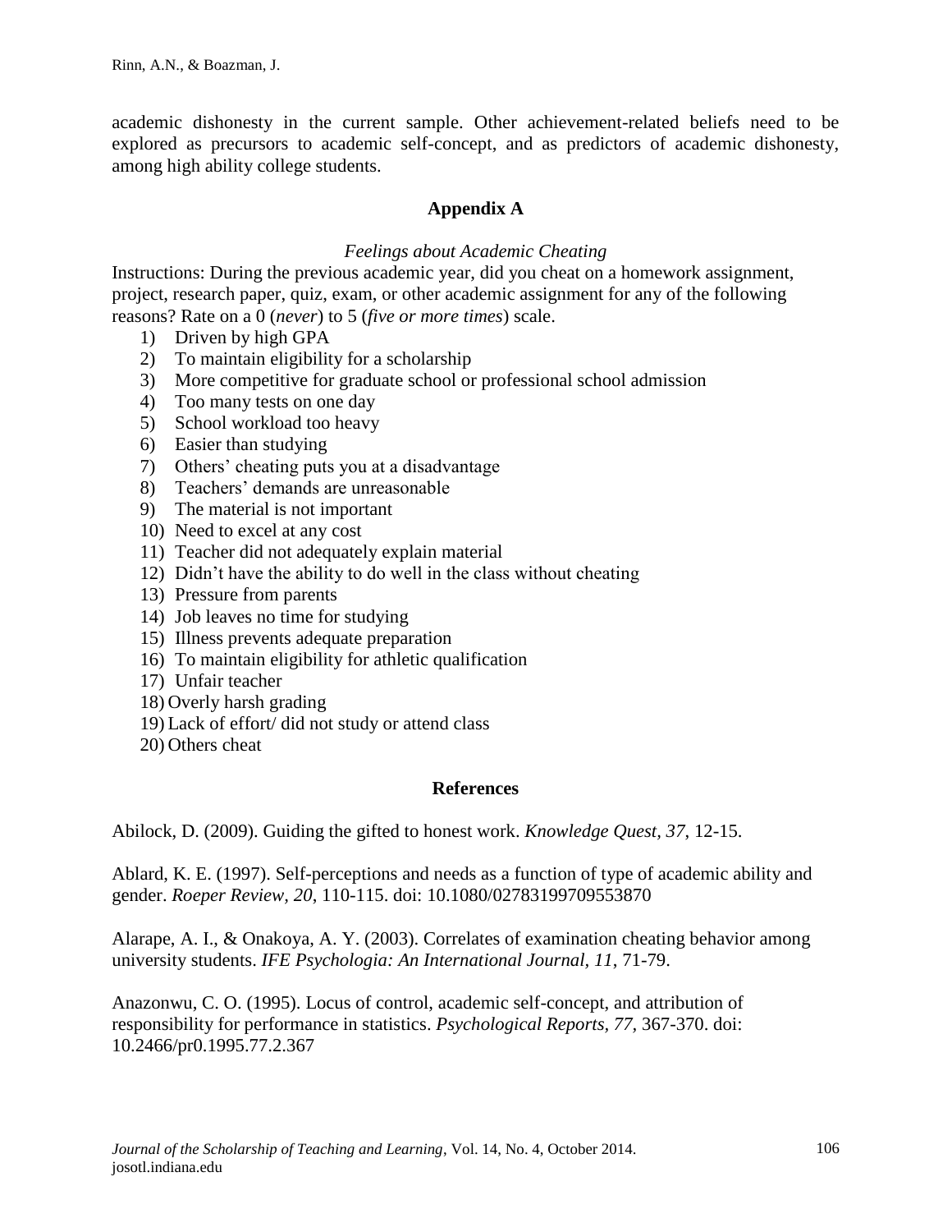academic dishonesty in the current sample. Other achievement-related beliefs need to be explored as precursors to academic self-concept, and as predictors of academic dishonesty, among high ability college students.

## Appendix A

*Feelings about Academic Cheating*

Instructions: During the previous academic year, did you cheat on a homework assignment, project, research paper, quiz, exam, or other academic assignment for any of the following reasons? Rate on a 0 (*never*) to 5 (*five or more times*) scale.

1) Driven by high GPA
2) To maintain eligibility for a scholarship
3) More competitive for graduate school or professional school admission
4) Too many tests on one day
5) School workload too heavy
6) Easier than studying
7) Others' cheating puts you at a disadvantage
8) Teachers' demands are unreasonable
9) The material is not important
10) Need to excel at any cost
11) Teacher did not adequately explain material
12) Didn't have the ability to do well in the class without cheating
13) Pressure from parents
14) Job leaves no time for studying
15) Illness prevents adequate preparation
16) To maintain eligibility for athletic qualification
17) Unfair teacher
18) Overly harsh grading
19) Lack of effort/ did not study or attend class
20) Others cheat

## References

Abilock, D. (2009). Guiding the gifted to honest work. *Knowledge Quest, 37*, 12-15.

Ablard, K. E. (1997). Self-perceptions and needs as a function of type of academic ability and gender. *Roeper Review, 20*, 110-115. doi: 10.1080/02783199709553870

Alarape, A. I., & Onakoya, A. Y. (2003). Correlates of examination cheating behavior among university students. *IFE Psychologia: An International Journal, 11*, 71-79.

Anazonwu, C. O. (1995). Locus of control, academic self-concept, and attribution of responsibility for performance in statistics. *Psychological Reports, 77*, 367-370. doi: 10.2466/pr0.1995.77.2.367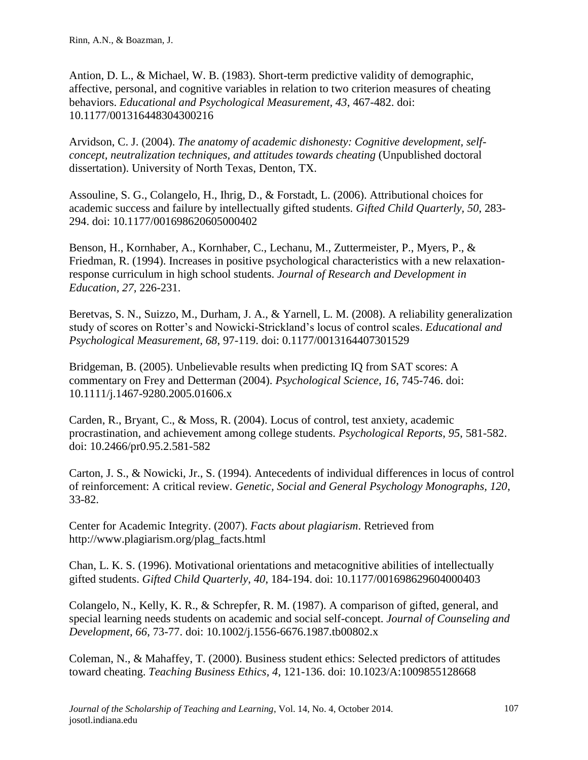Antion, D. L., & Michael, W. B. (1983). Short-term predictive validity of demographic, affective, personal, and cognitive variables in relation to two criterion measures of cheating behaviors. *Educational and Psychological Measurement, 43*, 467-482. doi: 10.1177/001316448304300216

Arvidson, C. J. (2004). *The anatomy of academic dishonesty: Cognitive development, self-concept, neutralization techniques, and attitudes towards cheating* (Unpublished doctoral dissertation). University of North Texas, Denton, TX.

Assouline, S. G., Colangelo, H., Ihrig, D., & Forstadt, L. (2006). Attributional choices for academic success and failure by intellectually gifted students. *Gifted Child Quarterly, 50*, 283-294. doi: 10.1177/001698620605000402

Benson, H., Kornhaber, A., Kornhaber, C., Lechanu, M., Zuttermeister, P., Myers, P., & Friedman, R. (1994). Increases in positive psychological characteristics with a new relaxation-response curriculum in high school students. *Journal of Research and Development in Education, 27*, 226-231.

Beretvas, S. N., Suizzo, M., Durham, J. A., & Yarnell, L. M. (2008). A reliability generalization study of scores on Rotter's and Nowicki-Strickland's locus of control scales. *Educational and Psychological Measurement, 68*, 97-119. doi: 0.1177/0013164407301529

Bridgeman, B. (2005). Unbelievable results when predicting IQ from SAT scores: A commentary on Frey and Detterman (2004). *Psychological Science, 16*, 745-746. doi: 10.1111/j.1467-9280.2005.01606.x

Carden, R., Bryant, C., & Moss, R. (2004). Locus of control, test anxiety, academic procrastination, and achievement among college students. *Psychological Reports, 95*, 581-582. doi: 10.2466/pr0.95.2.581-582

Carton, J. S., & Nowicki, Jr., S. (1994). Antecedents of individual differences in locus of control of reinforcement: A critical review. *Genetic, Social and General Psychology Monographs, 120*, 33-82.

Center for Academic Integrity. (2007). *Facts about plagiarism*. Retrieved from http://www.plagiarism.org/plag_facts.html

Chan, L. K. S. (1996). Motivational orientations and metacognitive abilities of intellectually gifted students. *Gifted Child Quarterly, 40*, 184-194. doi: 10.1177/001698629604000403

Colangelo, N., Kelly, K. R., & Schrepfer, R. M. (1987). A comparison of gifted, general, and special learning needs students on academic and social self-concept. *Journal of Counseling and Development, 66*, 73-77. doi: 10.1002/j.1556-6676.1987.tb00802.x

Coleman, N., & Mahaffey, T. (2000). Business student ethics: Selected predictors of attitudes toward cheating. *Teaching Business Ethics, 4*, 121-136. doi: 10.1023/A:1009855128668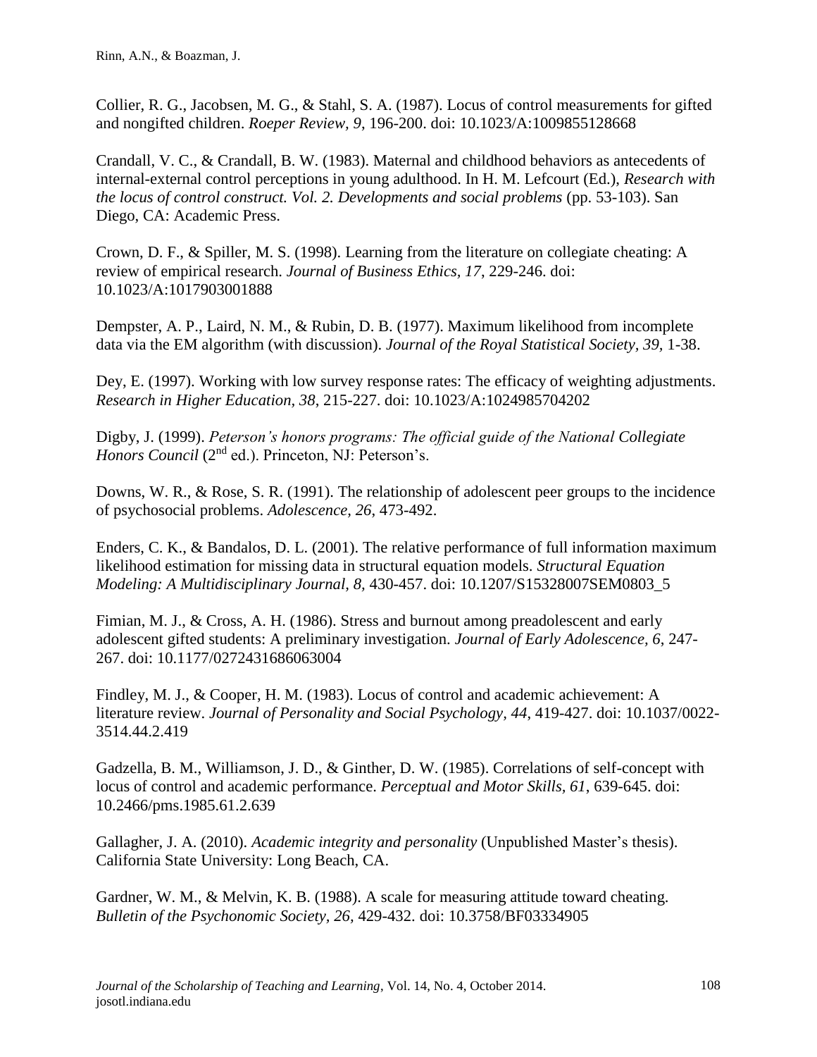Collier, R. G., Jacobsen, M. G., & Stahl, S. A. (1987). Locus of control measurements for gifted and nongifted children. *Roeper Review, 9*, 196-200. doi: 10.1023/A:1009855128668

Crandall, V. C., & Crandall, B. W. (1983). Maternal and childhood behaviors as antecedents of internal-external control perceptions in young adulthood. In H. M. Lefcourt (Ed.), *Research with the locus of control construct. Vol. 2. Developments and social problems* (pp. 53-103). San Diego, CA: Academic Press.

Crown, D. F., & Spiller, M. S. (1998). Learning from the literature on collegiate cheating: A review of empirical research. *Journal of Business Ethics, 17*, 229-246. doi: 10.1023/A:1017903001888

Dempster, A. P., Laird, N. M., & Rubin, D. B. (1977). Maximum likelihood from incomplete data via the EM algorithm (with discussion). *Journal of the Royal Statistical Society, 39,* 1-38.

Dey, E. (1997). Working with low survey response rates: The efficacy of weighting adjustments. *Research in Higher Education, 38*, 215-227. doi: 10.1023/A:1024985704202

Digby, J. (1999). *Peterson's honors programs: The official guide of the National Collegiate Honors Council* (2nd ed.). Princeton, NJ: Peterson's.

Downs, W. R., & Rose, S. R. (1991). The relationship of adolescent peer groups to the incidence of psychosocial problems. *Adolescence, 26*, 473-492.

Enders, C. K., & Bandalos, D. L. (2001). The relative performance of full information maximum likelihood estimation for missing data in structural equation models. *Structural Equation Modeling: A Multidisciplinary Journal, 8,* 430-457. doi: 10.1207/S15328007SEM0803_5

Fimian, M. J., & Cross, A. H. (1986). Stress and burnout among preadolescent and early adolescent gifted students: A preliminary investigation. *Journal of Early Adolescence, 6*, 247-267. doi: 10.1177/0272431686063004

Findley, M. J., & Cooper, H. M. (1983). Locus of control and academic achievement: A literature review. *Journal of Personality and Social Psychology, 44*, 419-427. doi: 10.1037/0022-3514.44.2.419

Gadzella, B. M., Williamson, J. D., & Ginther, D. W. (1985). Correlations of self-concept with locus of control and academic performance. *Perceptual and Motor Skills, 61*, 639-645. doi: 10.2466/pms.1985.61.2.639

Gallagher, J. A. (2010). *Academic integrity and personality* (Unpublished Master's thesis). California State University: Long Beach, CA.

Gardner, W. M., & Melvin, K. B. (1988). A scale for measuring attitude toward cheating. *Bulletin of the Psychonomic Society, 26*, 429-432. doi: 10.3758/BF03334905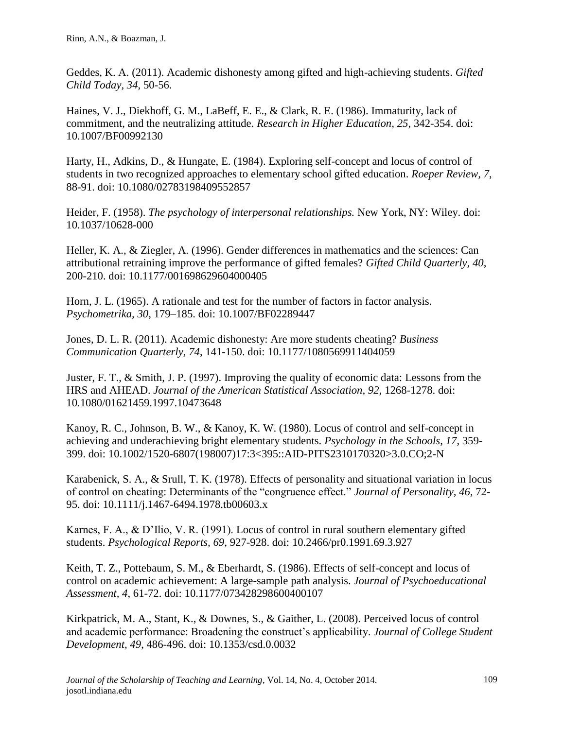Geddes, K. A. (2011). Academic dishonesty among gifted and high-achieving students. *Gifted Child Today, 34*, 50-56.

Haines, V. J., Diekhoff, G. M., LaBeff, E. E., & Clark, R. E. (1986). Immaturity, lack of commitment, and the neutralizing attitude. *Research in Higher Education, 25*, 342-354. doi: 10.1007/BF00992130

Harty, H., Adkins, D., & Hungate, E. (1984). Exploring self-concept and locus of control of students in two recognized approaches to elementary school gifted education. *Roeper Review, 7*, 88-91. doi: 10.1080/02783198409552857

Heider, F. (1958). *The psychology of interpersonal relationships.* New York, NY: Wiley. doi: 10.1037/10628-000

Heller, K. A., & Ziegler, A. (1996). Gender differences in mathematics and the sciences: Can attributional retraining improve the performance of gifted females? *Gifted Child Quarterly, 40*, 200-210. doi: 10.1177/001698629604000405

Horn, J. L. (1965). A rationale and test for the number of factors in factor analysis. *Psychometrika, 30*, 179–185. doi: 10.1007/BF02289447

Jones, D. L. R. (2011). Academic dishonesty: Are more students cheating? *Business Communication Quarterly, 74*, 141-150. doi: 10.1177/1080569911404059

Juster, F. T., & Smith, J. P. (1997). Improving the quality of economic data: Lessons from the HRS and AHEAD. *Journal of the American Statistical Association, 92*, 1268-1278. doi: 10.1080/01621459.1997.10473648

Kanoy, R. C., Johnson, B. W., & Kanoy, K. W. (1980). Locus of control and self-concept in achieving and underachieving bright elementary students. *Psychology in the Schools, 17*, 359-399. doi: 10.1002/1520-6807(198007)17:3<395::AID-PITS2310170320>3.0.CO;2-N

Karabenick, S. A., & Srull, T. K. (1978). Effects of personality and situational variation in locus of control on cheating: Determinants of the "congruence effect." *Journal of Personality, 46*, 72-95. doi: 10.1111/j.1467-6494.1978.tb00603.x

Karnes, F. A., & D'Ilio, V. R. (1991). Locus of control in rural southern elementary gifted students. *Psychological Reports, 69*, 927-928. doi: 10.2466/pr0.1991.69.3.927

Keith, T. Z., Pottebaum, S. M., & Eberhardt, S. (1986). Effects of self-concept and locus of control on academic achievement: A large-sample path analysis. *Journal of Psychoeducational Assessment, 4*, 61-72. doi: 10.1177/073428298600400107

Kirkpatrick, M. A., Stant, K., & Downes, S., & Gaither, L. (2008). Perceived locus of control and academic performance: Broadening the construct's applicability. *Journal of College Student Development, 49*, 486-496. doi: 10.1353/csd.0.0032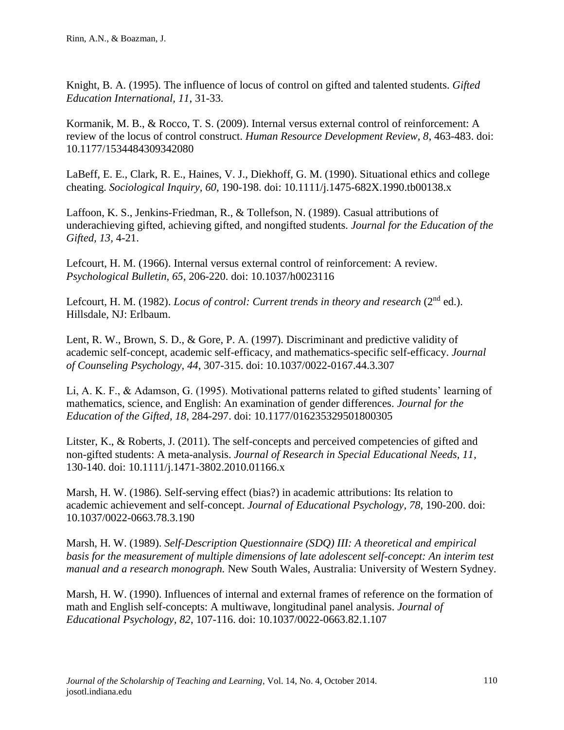Knight, B. A. (1995). The influence of locus of control on gifted and talented students. *Gifted Education International*, *11*, 31-33.

Kormanik, M. B., & Rocco, T. S. (2009). Internal versus external control of reinforcement: A review of the locus of control construct. *Human Resource Development Review*, *8*, 463-483. doi: 10.1177/1534484309342080

LaBeff, E. E., Clark, R. E., Haines, V. J., Diekhoff, G. M. (1990). Situational ethics and college cheating. *Sociological Inquiry*, *60*, 190-198. doi: 10.1111/j.1475-682X.1990.tb00138.x

Laffoon, K. S., Jenkins-Friedman, R., & Tollefson, N. (1989). Casual attributions of underachieving gifted, achieving gifted, and nongifted students. *Journal for the Education of the Gifted, 13*, 4-21.

Lefcourt, H. M. (1966). Internal versus external control of reinforcement: A review. *Psychological Bulletin*, *65*, 206-220. doi: 10.1037/h0023116

Lefcourt, H. M. (1982). *Locus of control: Current trends in theory and research* (2nd ed.). Hillsdale, NJ: Erlbaum.

Lent, R. W., Brown, S. D., & Gore, P. A. (1997). Discriminant and predictive validity of academic self-concept, academic self-efficacy, and mathematics-specific self-efficacy. *Journal of Counseling Psychology*, *44*, 307-315. doi: 10.1037/0022-0167.44.3.307

Li, A. K. F., & Adamson, G. (1995). Motivational patterns related to gifted students' learning of mathematics, science, and English: An examination of gender differences. *Journal for the Education of the Gifted*, *18*, 284-297. doi: 10.1177/016235329501800305

Litster, K., & Roberts, J. (2011). The self-concepts and perceived competencies of gifted and non-gifted students: A meta-analysis. *Journal of Research in Special Educational Needs*, *11*, 130-140. doi: 10.1111/j.1471-3802.2010.01166.x

Marsh, H. W. (1986). Self-serving effect (bias?) in academic attributions: Its relation to academic achievement and self-concept. *Journal of Educational Psychology*, *78*, 190-200. doi: 10.1037/0022-0663.78.3.190

Marsh, H. W. (1989). *Self-Description Questionnaire (SDQ) III: A theoretical and empirical basis for the measurement of multiple dimensions of late adolescent self-concept: An interim test manual and a research monograph.* New South Wales, Australia: University of Western Sydney.

Marsh, H. W. (1990). Influences of internal and external frames of reference on the formation of math and English self-concepts: A multiwave, longitudinal panel analysis. *Journal of Educational Psychology*, *82*, 107-116. doi: 10.1037/0022-0663.82.1.107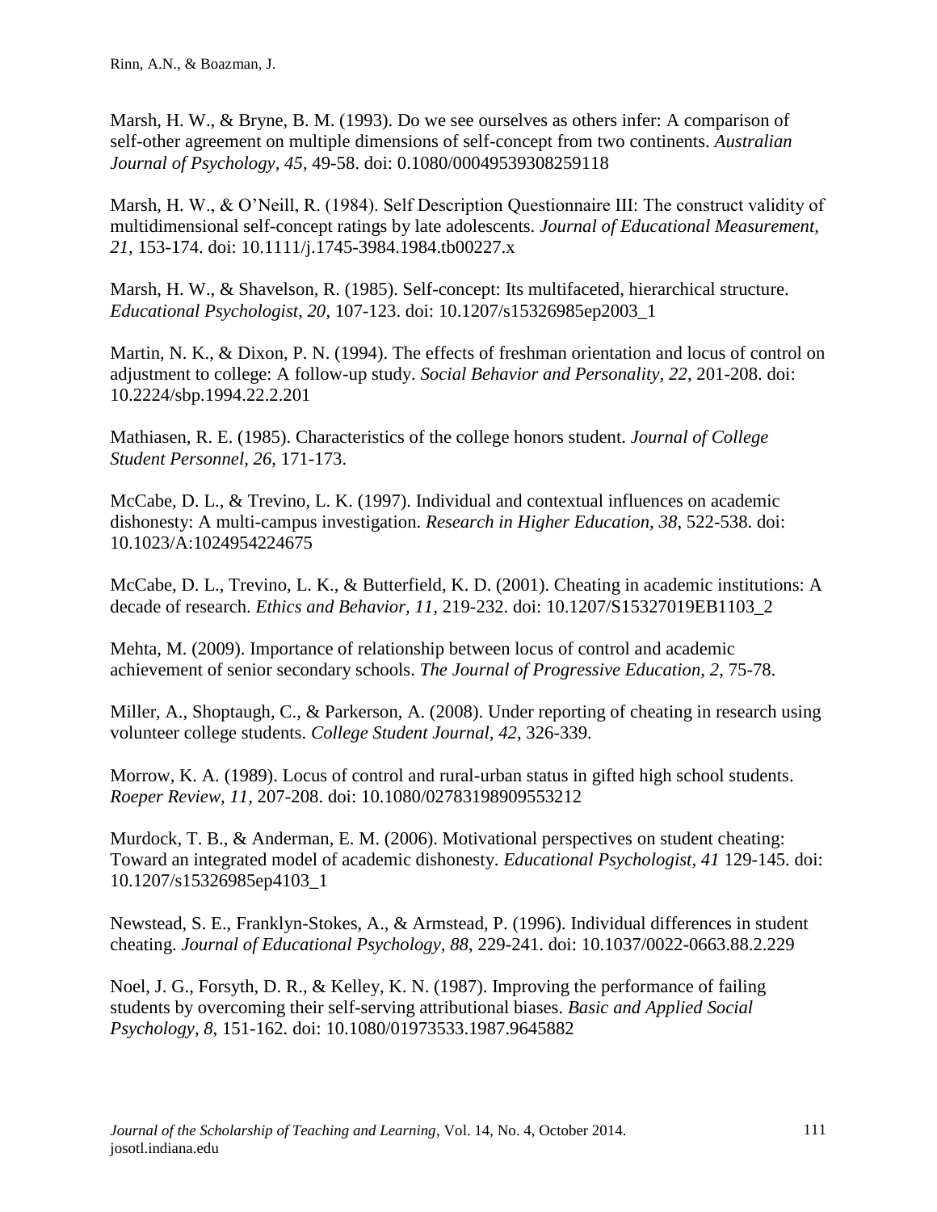Marsh, H. W., & Bryne, B. M. (1993). Do we see ourselves as others infer: A comparison of self-other agreement on multiple dimensions of self-concept from two continents. *Australian Journal of Psychology, 45*, 49-58. doi: 0.1080/00049539308259118

Marsh, H. W., & O'Neill, R. (1984). Self Description Questionnaire III: The construct validity of multidimensional self-concept ratings by late adolescents. *Journal of Educational Measurement, 21*, 153-174. doi: 10.1111/j.1745-3984.1984.tb00227.x

Marsh, H. W., & Shavelson, R. (1985). Self-concept: Its multifaceted, hierarchical structure. *Educational Psychologist, 20*, 107-123. doi: 10.1207/s15326985ep2003_1

Martin, N. K., & Dixon, P. N. (1994). The effects of freshman orientation and locus of control on adjustment to college: A follow-up study. *Social Behavior and Personality, 22*, 201-208. doi: 10.2224/sbp.1994.22.2.201

Mathiasen, R. E. (1985). Characteristics of the college honors student. *Journal of College Student Personnel, 26*, 171-173.

McCabe, D. L., & Trevino, L. K. (1997). Individual and contextual influences on academic dishonesty: A multi-campus investigation. *Research in Higher Education, 38*, 522-538. doi: 10.1023/A:1024954224675

McCabe, D. L., Trevino, L. K., & Butterfield, K. D. (2001). Cheating in academic institutions: A decade of research. *Ethics and Behavior, 11*, 219-232. doi: 10.1207/S15327019EB1103_2

Mehta, M. (2009). Importance of relationship between locus of control and academic achievement of senior secondary schools. *The Journal of Progressive Education, 2*, 75-78.

Miller, A., Shoptaugh, C., & Parkerson, A. (2008). Under reporting of cheating in research using volunteer college students. *College Student Journal, 42*, 326-339.

Morrow, K. A. (1989). Locus of control and rural-urban status in gifted high school students. *Roeper Review, 11*, 207-208. doi: 10.1080/02783198909553212

Murdock, T. B., & Anderman, E. M. (2006). Motivational perspectives on student cheating: Toward an integrated model of academic dishonesty. *Educational Psychologist, 41* 129-145. doi: 10.1207/s15326985ep4103_1

Newstead, S. E., Franklyn-Stokes, A., & Armstead, P. (1996). Individual differences in student cheating. *Journal of Educational Psychology, 88*, 229-241. doi: 10.1037/0022-0663.88.2.229

Noel, J. G., Forsyth, D. R., & Kelley, K. N. (1987). Improving the performance of failing students by overcoming their self-serving attributional biases. *Basic and Applied Social Psychology, 8*, 151-162. doi: 10.1080/01973533.1987.9645882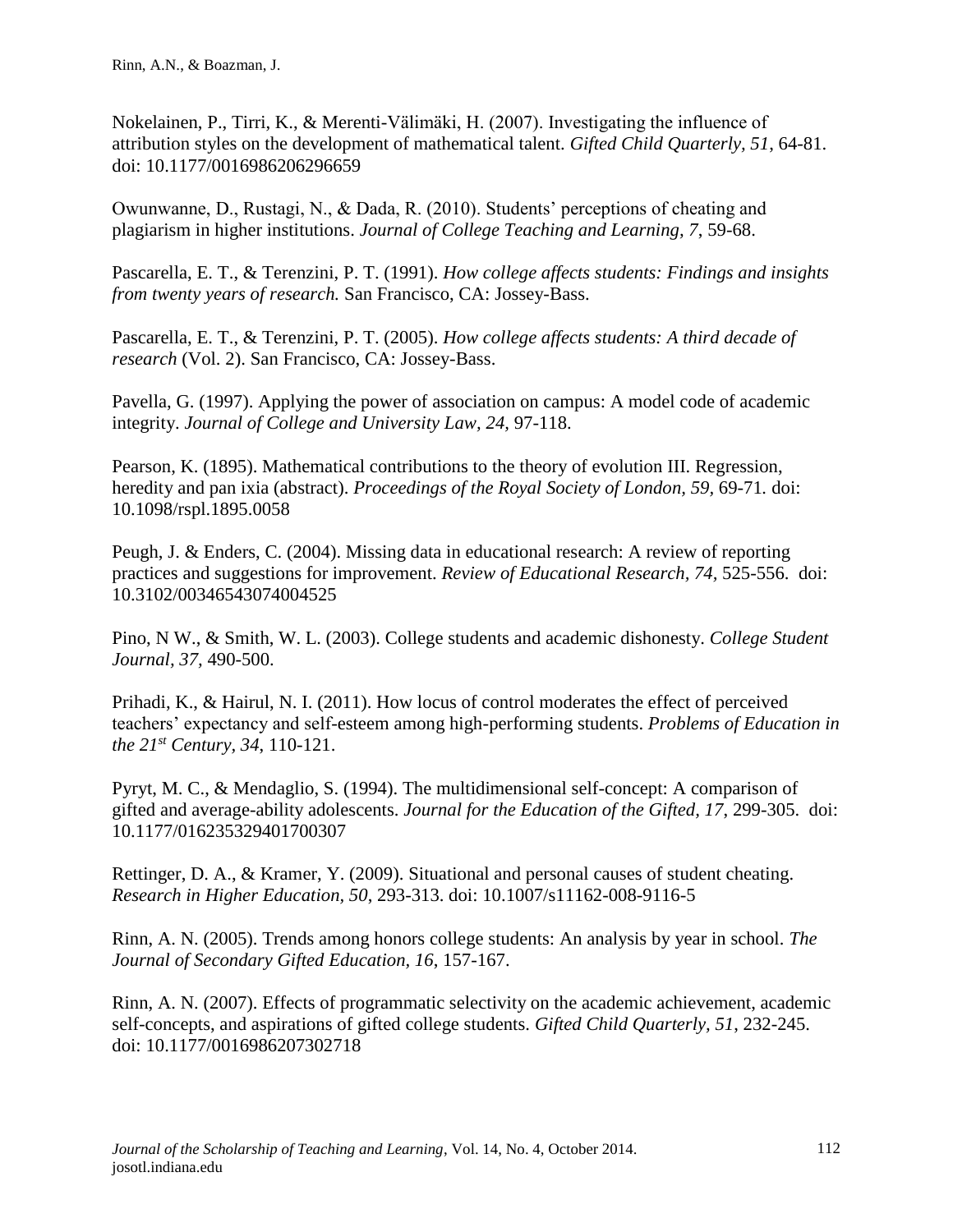Nokelainen, P., Tirri, K., & Merenti-Välimäki, H. (2007). Investigating the influence of attribution styles on the development of mathematical talent. *Gifted Child Quarterly, 51*, 64-81. doi: 10.1177/0016986206296659

Owunwanne, D., Rustagi, N., & Dada, R. (2010). Students' perceptions of cheating and plagiarism in higher institutions. *Journal of College Teaching and Learning, 7*, 59-68.

Pascarella, E. T., & Terenzini, P. T. (1991). *How college affects students: Findings and insights from twenty years of research.* San Francisco, CA: Jossey-Bass.

Pascarella, E. T., & Terenzini, P. T. (2005). *How college affects students: A third decade of research* (Vol. 2). San Francisco, CA: Jossey-Bass.

Pavella, G. (1997). Applying the power of association on campus: A model code of academic integrity. *Journal of College and University Law, 24,* 97-118.

Pearson, K. (1895). Mathematical contributions to the theory of evolution III. Regression, heredity and pan ixia (abstract). *Proceedings of the Royal Society of London, 59*, 69-71. doi: 10.1098/rspl.1895.0058

Peugh, J. & Enders, C. (2004). Missing data in educational research: A review of reporting practices and suggestions for improvement. *Review of Educational Research, 74*, 525-556. doi: 10.3102/00346543074004525

Pino, N W., & Smith, W. L. (2003). College students and academic dishonesty. *College Student Journal, 37,* 490-500.

Prihadi, K., & Hairul, N. I. (2011). How locus of control moderates the effect of perceived teachers' expectancy and self-esteem among high-performing students. *Problems of Education in the 21st Century, 34*, 110-121.

Pyryt, M. C., & Mendaglio, S. (1994). The multidimensional self-concept: A comparison of gifted and average-ability adolescents. *Journal for the Education of the Gifted, 17*, 299-305. doi: 10.1177/016235329401700307

Rettinger, D. A., & Kramer, Y. (2009). Situational and personal causes of student cheating. *Research in Higher Education, 50*, 293-313. doi: 10.1007/s11162-008-9116-5

Rinn, A. N. (2005). Trends among honors college students: An analysis by year in school. *The Journal of Secondary Gifted Education, 16*, 157-167.

Rinn, A. N. (2007). Effects of programmatic selectivity on the academic achievement, academic self-concepts, and aspirations of gifted college students. *Gifted Child Quarterly, 51*, 232-245. doi: 10.1177/0016986207302718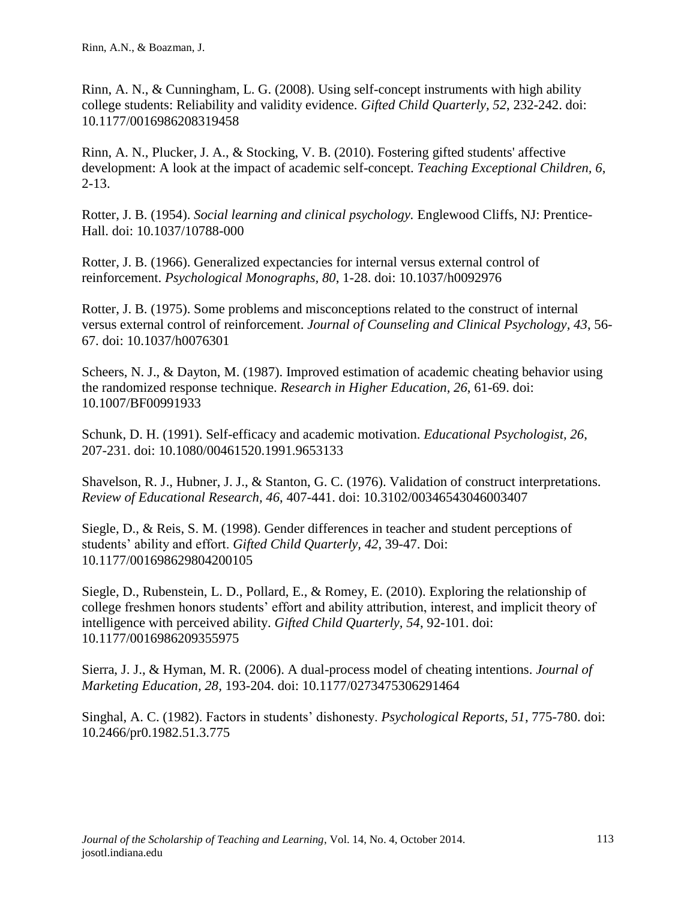Rinn, A. N., & Cunningham, L. G. (2008). Using self-concept instruments with high ability college students: Reliability and validity evidence. *Gifted Child Quarterly, 52*, 232-242. doi: 10.1177/0016986208319458

Rinn, A. N., Plucker, J. A., & Stocking, V. B. (2010). Fostering gifted students' affective development: A look at the impact of academic self-concept. *Teaching Exceptional Children, 6*, 2-13.

Rotter, J. B. (1954). *Social learning and clinical psychology.* Englewood Cliffs, NJ: Prentice-Hall. doi: 10.1037/10788-000

Rotter, J. B. (1966). Generalized expectancies for internal versus external control of reinforcement. *Psychological Monographs, 80*, 1-28. doi: 10.1037/h0092976

Rotter, J. B. (1975). Some problems and misconceptions related to the construct of internal versus external control of reinforcement. *Journal of Counseling and Clinical Psychology, 43*, 56-67. doi: 10.1037/h0076301

Scheers, N. J., & Dayton, M. (1987). Improved estimation of academic cheating behavior using the randomized response technique. *Research in Higher Education, 26*, 61-69. doi: 10.1007/BF00991933

Schunk, D. H. (1991). Self-efficacy and academic motivation. *Educational Psychologist, 26*, 207-231. doi: 10.1080/00461520.1991.9653133

Shavelson, R. J., Hubner, J. J., & Stanton, G. C. (1976). Validation of construct interpretations. *Review of Educational Research, 46*, 407-441. doi: 10.3102/00346543046003407

Siegle, D., & Reis, S. M. (1998). Gender differences in teacher and student perceptions of students' ability and effort. *Gifted Child Quarterly, 42*, 39-47. Doi: 10.1177/001698629804200105

Siegle, D., Rubenstein, L. D., Pollard, E., & Romey, E. (2010). Exploring the relationship of college freshmen honors students' effort and ability attribution, interest, and implicit theory of intelligence with perceived ability. *Gifted Child Quarterly, 54*, 92-101. doi: 10.1177/0016986209355975

Sierra, J. J., & Hyman, M. R. (2006). A dual-process model of cheating intentions. *Journal of Marketing Education, 28*, 193-204. doi: 10.1177/0273475306291464

Singhal, A. C. (1982). Factors in students' dishonesty. *Psychological Reports, 51*, 775-780. doi: 10.2466/pr0.1982.51.3.775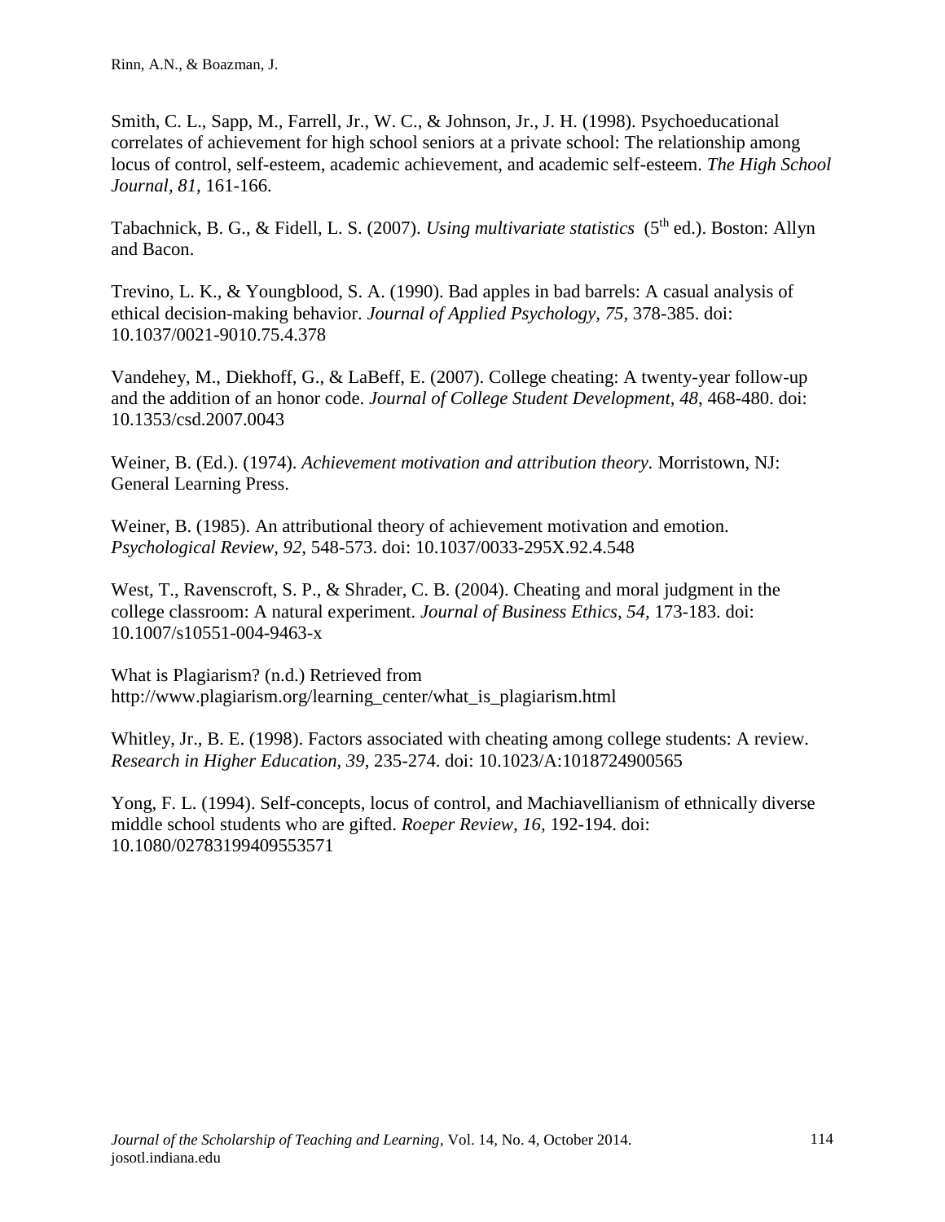Smith, C. L., Sapp, M., Farrell, Jr., W. C., & Johnson, Jr., J. H. (1998). Psychoeducational correlates of achievement for high school seniors at a private school: The relationship among locus of control, self-esteem, academic achievement, and academic self-esteem. *The High School Journal, 81*, 161-166.

Tabachnick, B. G., & Fidell, L. S. (2007). *Using multivariate statistics* (5th ed.). Boston: Allyn and Bacon.

Trevino, L. K., & Youngblood, S. A. (1990). Bad apples in bad barrels: A casual analysis of ethical decision-making behavior. *Journal of Applied Psychology, 75*, 378-385. doi: 10.1037/0021-9010.75.4.378

Vandehey, M., Diekhoff, G., & LaBeff, E. (2007). College cheating: A twenty-year follow-up and the addition of an honor code. *Journal of College Student Development, 48*, 468-480. doi: 10.1353/csd.2007.0043

Weiner, B. (Ed.). (1974). *Achievement motivation and attribution theory*. Morristown, NJ: General Learning Press.

Weiner, B. (1985). An attributional theory of achievement motivation and emotion. *Psychological Review, 92*, 548-573. doi: 10.1037/0033-295X.92.4.548

West, T., Ravenscroft, S. P., & Shrader, C. B. (2004). Cheating and moral judgment in the college classroom: A natural experiment. *Journal of Business Ethics, 54*, 173-183. doi: 10.1007/s10551-004-9463-x

What is Plagiarism? (n.d.) Retrieved from http://www.plagiarism.org/learning_center/what_is_plagiarism.html

Whitley, Jr., B. E. (1998). Factors associated with cheating among college students: A review. *Research in Higher Education, 39*, 235-274. doi: 10.1023/A:1018724900565

Yong, F. L. (1994). Self-concepts, locus of control, and Machiavellianism of ethnically diverse middle school students who are gifted. *Roeper Review, 16*, 192-194. doi: 10.1080/02783199409553571